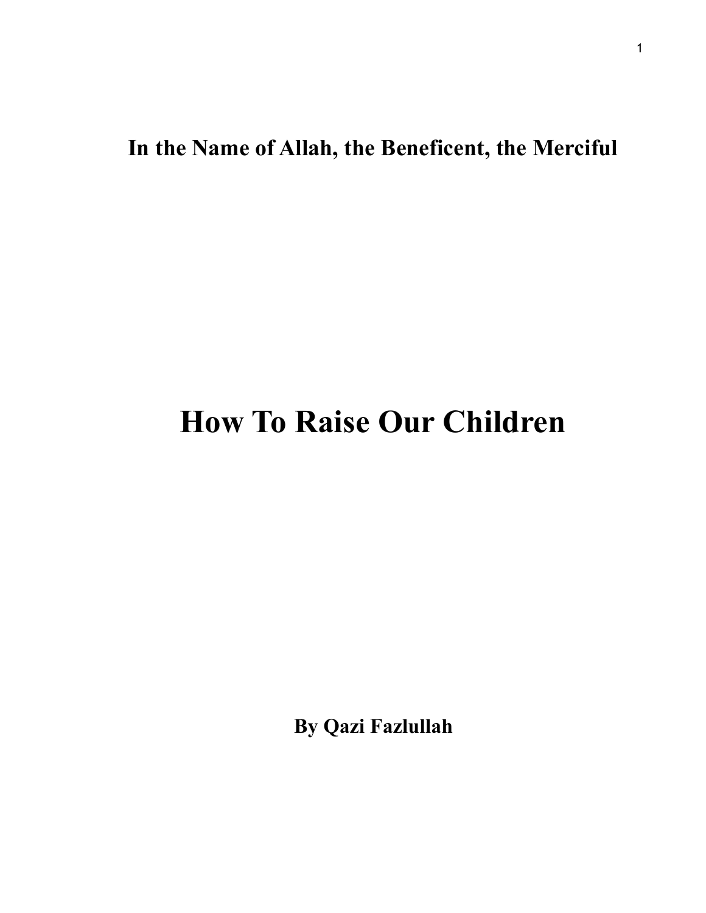**In the Name of Allah, the Beneficent, the Merciful**

# How To Raise Our Children

**By Qazi Fazlullah**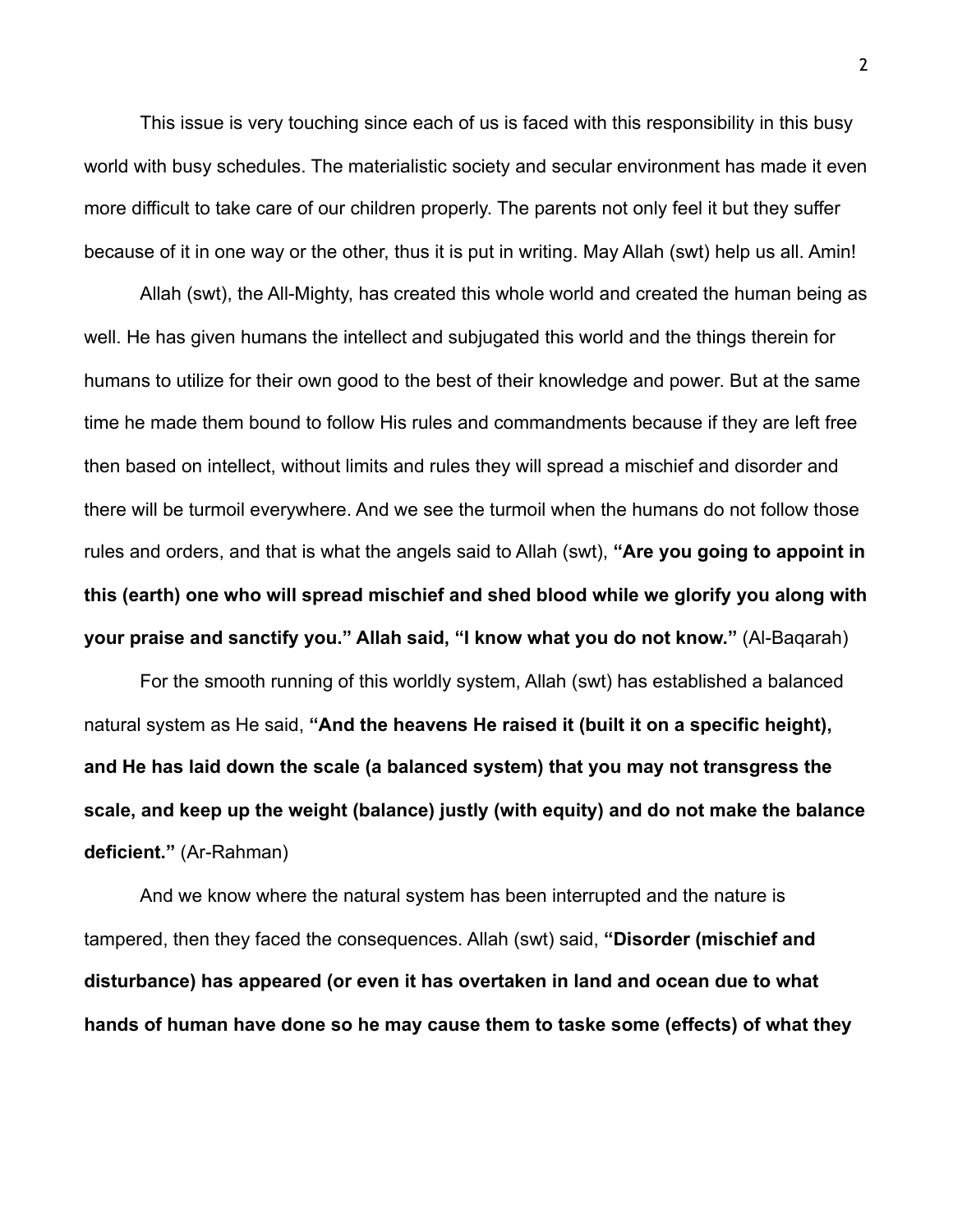This issue is very touching since each of us is faced with this responsibility in this busy world with busy schedules. The materialistic society and secular environment has made it even more difficult to take care of our children properly. The parents not only feel it but they suffer because of it in one way or the other, thus it is put in writing. May Allah (swt) help us all. Amin!

Allah (swt), the All-Mighty, has created this whole world and created the human being as well. He has given humans the intellect and subjugated this world and the things therein for humans to utilize for their own good to the best of their knowledge and power. But at the same time he made them bound to follow His rules and commandments because if they are left free then based on intellect, without limits and rules they will spread a mischief and disorder and there will be turmoil everywhere. And we see the turmoil when the humans do not follow those rules and orders, and that is what the angels said to Allah (swt), **"Are you going to appoint in this (earth) one who will spread mischief and shed blood while we glorify you along with your praise and sanctify you." Allah said, "I know what you do not know."** (Al-Baqarah)

For the smooth running of this worldly system, Allah (swt) has established a balanced natural system as He said, **"And the heavens He raised it (built it on a specific height), and He has laid down the scale (a balanced system) that you may not transgress the scale, and keep up the weight (balance) justly (with equity) and do not make the balance deficient."** (Ar-Rahman)

And we know where the natural system has been interrupted and the nature is tampered, then they faced the consequences. Allah (swt) said, **"Disorder (mischief and disturbance) has appeared (or even it has overtaken in land and ocean due to what hands of human have done so he may cause them to taske some (effects) of what they**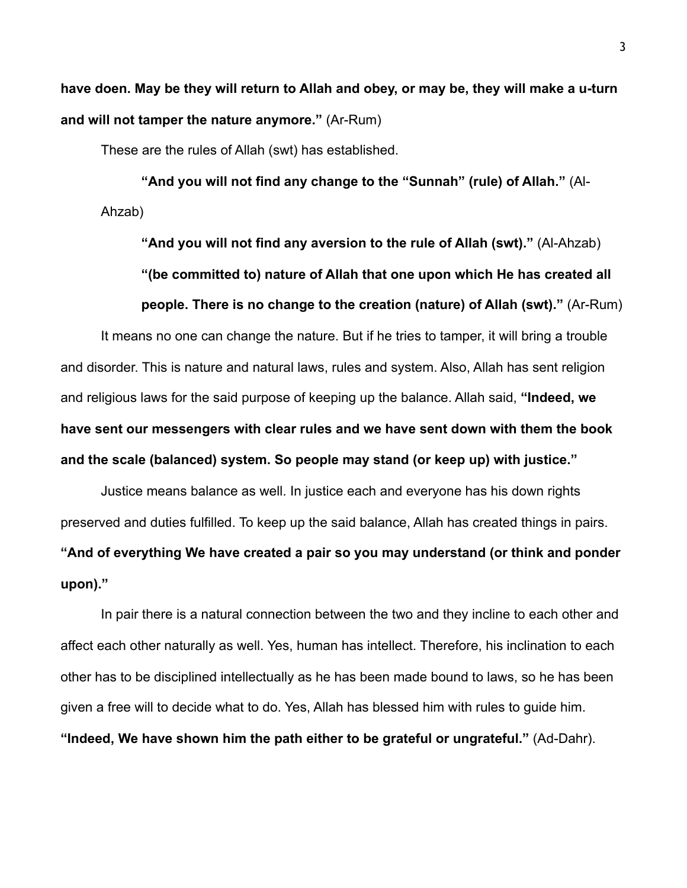**have doen. May be they will return to Allah and obey, or may be, they will make a u-turn and will not tamper the nature anymore."** (Ar-Rum)

These are the rules of Allah (swt) has established.

> **"And you will not find any change to the "Sunnah" (rule) of Allah."** (Al-Ahzab)
>
> **"And you will not find any aversion to the rule of Allah (swt)."** (Al-Ahzab)
>
> **"(be committed to) nature of Allah that one upon which He has created all people. There is no change to the creation (nature) of Allah (swt)."** (Ar-Rum)

It means no one can change the nature. But if he tries to tamper, it will bring a trouble and disorder. This is nature and natural laws, rules and system. Also, Allah has sent religion and religious laws for the said purpose of keeping up the balance. Allah said, **"Indeed, we have sent our messengers with clear rules and we have sent down with them the book and the scale (balanced) system. So people may stand (or keep up) with justice."**

Justice means balance as well. In justice each and everyone has his down rights preserved and duties fulfilled. To keep up the said balance, Allah has created things in pairs. **"And of everything We have created a pair so you may understand (or think and ponder upon)."**

In pair there is a natural connection between the two and they incline to each other and affect each other naturally as well. Yes, human has intellect. Therefore, his inclination to each other has to be disciplined intellectually as he has been made bound to laws, so he has been given a free will to decide what to do. Yes, Allah has blessed him with rules to guide him. **"Indeed, We have shown him the path either to be grateful or ungrateful."** (Ad-Dahr).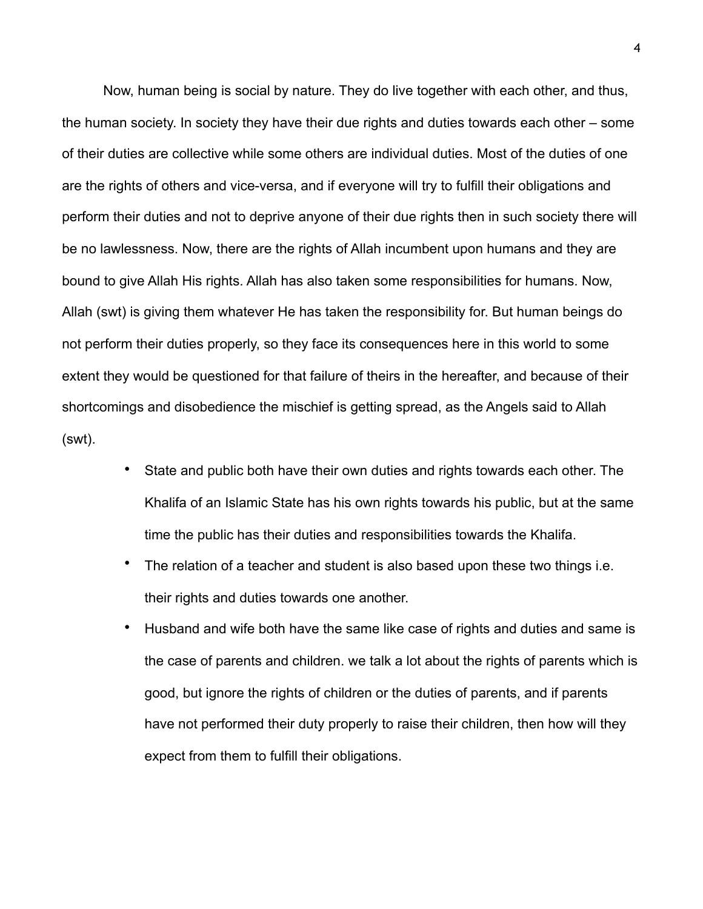Now, human being is social by nature. They do live together with each other, and thus, the human society. In society they have their due rights and duties towards each other – some of their duties are collective while some others are individual duties. Most of the duties of one are the rights of others and vice-versa, and if everyone will try to fulfill their obligations and perform their duties and not to deprive anyone of their due rights then in such society there will be no lawlessness. Now, there are the rights of Allah incumbent upon humans and they are bound to give Allah His rights. Allah has also taken some responsibilities for humans. Now, Allah (swt) is giving them whatever He has taken the responsibility for. But human beings do not perform their duties properly, so they face its consequences here in this world to some extent they would be questioned for that failure of theirs in the hereafter, and because of their shortcomings and disobedience the mischief is getting spread, as the Angels said to Allah (swt).

- State and public both have their own duties and rights towards each other. The Khalifa of an Islamic State has his own rights towards his public, but at the same time the public has their duties and responsibilities towards the Khalifa.
- The relation of a teacher and student is also based upon these two things i.e. their rights and duties towards one another.
- Husband and wife both have the same like case of rights and duties and same is the case of parents and children. we talk a lot about the rights of parents which is good, but ignore the rights of children or the duties of parents, and if parents have not performed their duty properly to raise their children, then how will they expect from them to fulfill their obligations.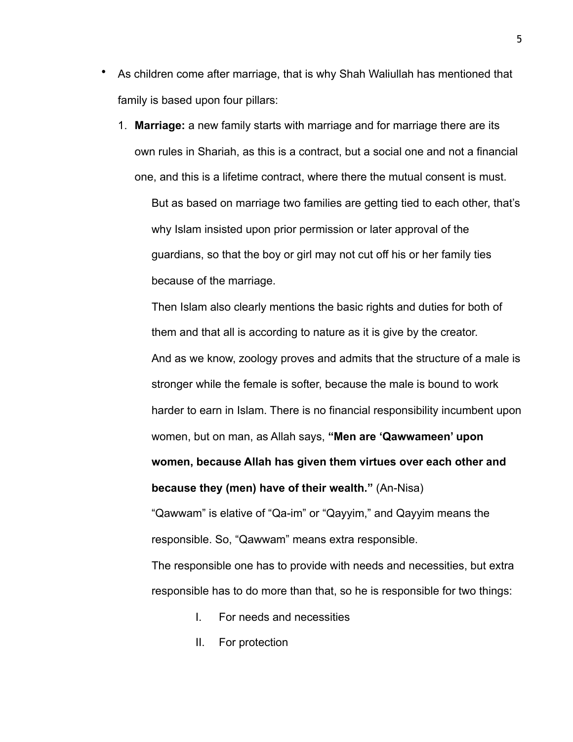- As children come after marriage, that is why Shah Waliullah has mentioned that family is based upon four pillars:

  1. **Marriage:** a new family starts with marriage and for marriage there are its own rules in Shariah, as this is a contract, but a social one and not a financial one, and this is a lifetime contract, where there the mutual consent is must.

     But as based on marriage two families are getting tied to each other, that's why Islam insisted upon prior permission or later approval of the guardians, so that the boy or girl may not cut off his or her family ties because of the marriage.

     Then Islam also clearly mentions the basic rights and duties for both of them and that all is according to nature as it is give by the creator.

     And as we know, zoology proves and admits that the structure of a male is stronger while the female is softer, because the male is bound to work harder to earn in Islam. There is no financial responsibility incumbent upon women, but on man, as Allah says, **"Men are 'Qawwameen' upon women, because Allah has given them virtues over each other and because they (men) have of their wealth."** (An-Nisa)

     "Qawwam" is elative of "Qa-im" or "Qayyim," and Qayyim means the responsible. So, "Qawwam" means extra responsible.

     The responsible one has to provide with needs and necessities, but extra responsible has to do more than that, so he is responsible for two things:

     I. For needs and necessities
     II. For protection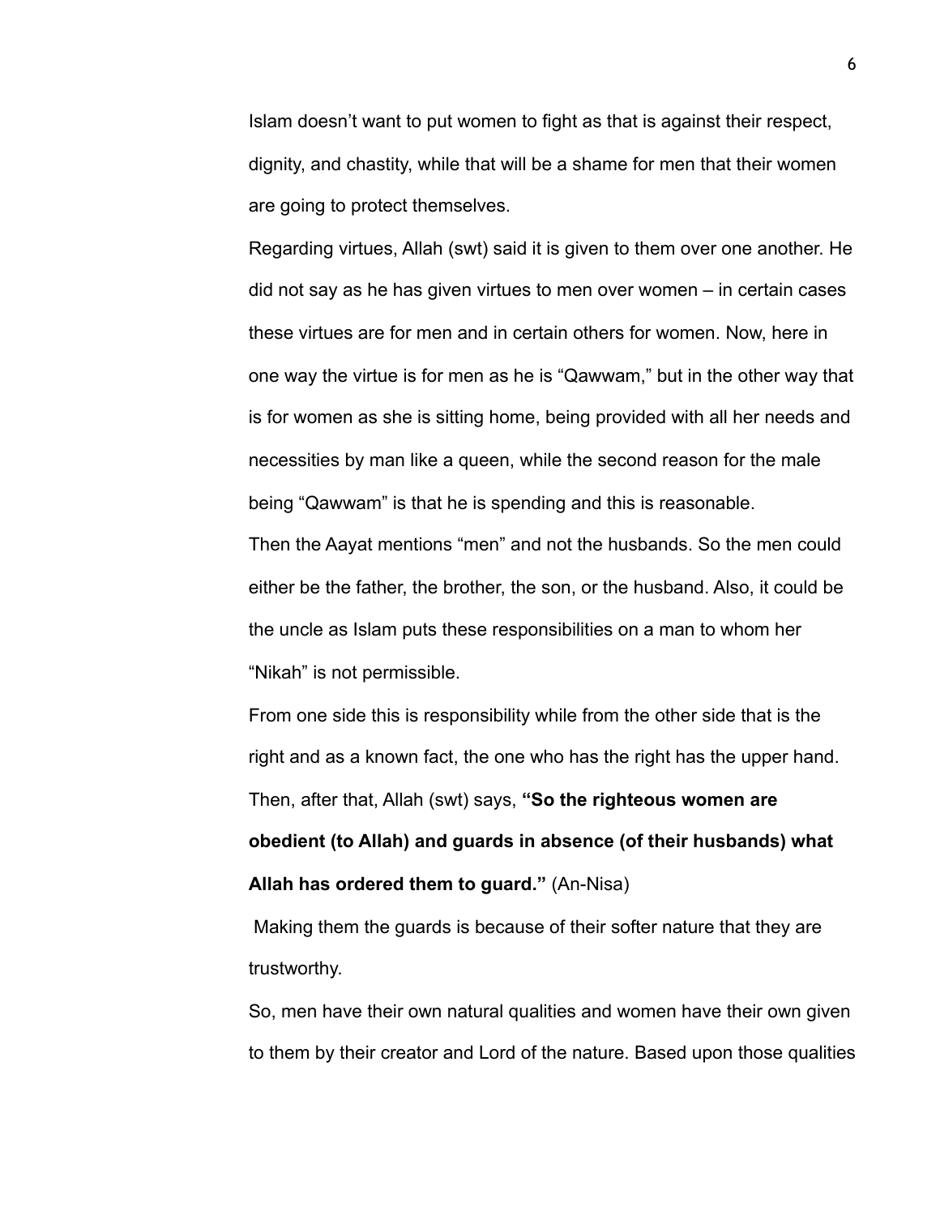Islam doesn't want to put women to fight as that is against their respect, dignity, and chastity, while that will be a shame for men that their women are going to protect themselves.

Regarding virtues, Allah (swt) said it is given to them over one another. He did not say as he has given virtues to men over women – in certain cases these virtues are for men and in certain others for women. Now, here in one way the virtue is for men as he is "Qawwam," but in the other way that is for women as she is sitting home, being provided with all her needs and necessities by man like a queen, while the second reason for the male being "Qawwam" is that he is spending and this is reasonable.

Then the Aayat mentions "men" and not the husbands. So the men could either be the father, the brother, the son, or the husband. Also, it could be the uncle as Islam puts these responsibilities on a man to whom her "Nikah" is not permissible.

From one side this is responsibility while from the other side that is the right and as a known fact, the one who has the right has the upper hand. Then, after that, Allah (swt) says, **"So the righteous women are obedient (to Allah) and guards in absence (of their husbands) what Allah has ordered them to guard."** (An-Nisa)

Making them the guards is because of their softer nature that they are trustworthy.

So, men have their own natural qualities and women have their own given to them by their creator and Lord of the nature. Based upon those qualities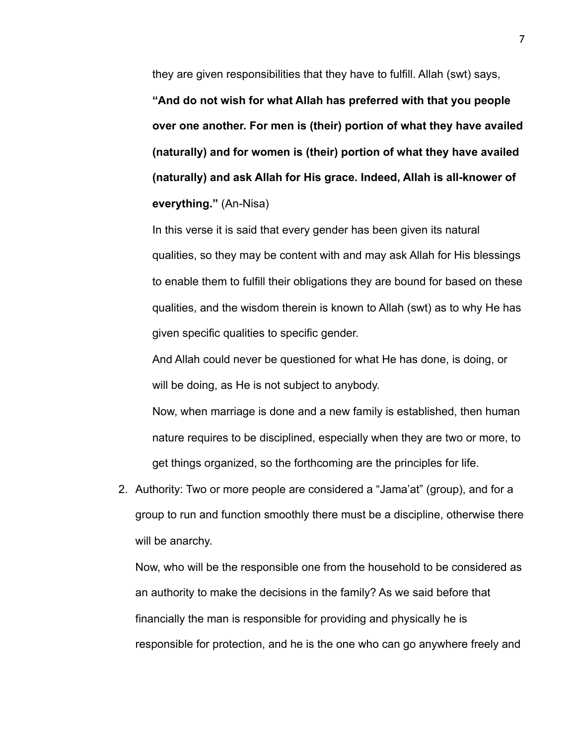they are given responsibilities that they have to fulfill. Allah (swt) says, **"And do not wish for what Allah has preferred with that you people over one another. For men is (their) portion of what they have availed (naturally) and for women is (their) portion of what they have availed (naturally) and ask Allah for His grace. Indeed, Allah is all-knower of everything."** (An-Nisa)

In this verse it is said that every gender has been given its natural qualities, so they may be content with and may ask Allah for His blessings to enable them to fulfill their obligations they are bound for based on these qualities, and the wisdom therein is known to Allah (swt) as to why He has given specific qualities to specific gender.

And Allah could never be questioned for what He has done, is doing, or will be doing, as He is not subject to anybody.

Now, when marriage is done and a new family is established, then human nature requires to be disciplined, especially when they are two or more, to get things organized, so the forthcoming are the principles for life.

2. Authority: Two or more people are considered a "Jama'at" (group), and for a group to run and function smoothly there must be a discipline, otherwise there will be anarchy.

   Now, who will be the responsible one from the household to be considered as an authority to make the decisions in the family? As we said before that financially the man is responsible for providing and physically he is responsible for protection, and he is the one who can go anywhere freely and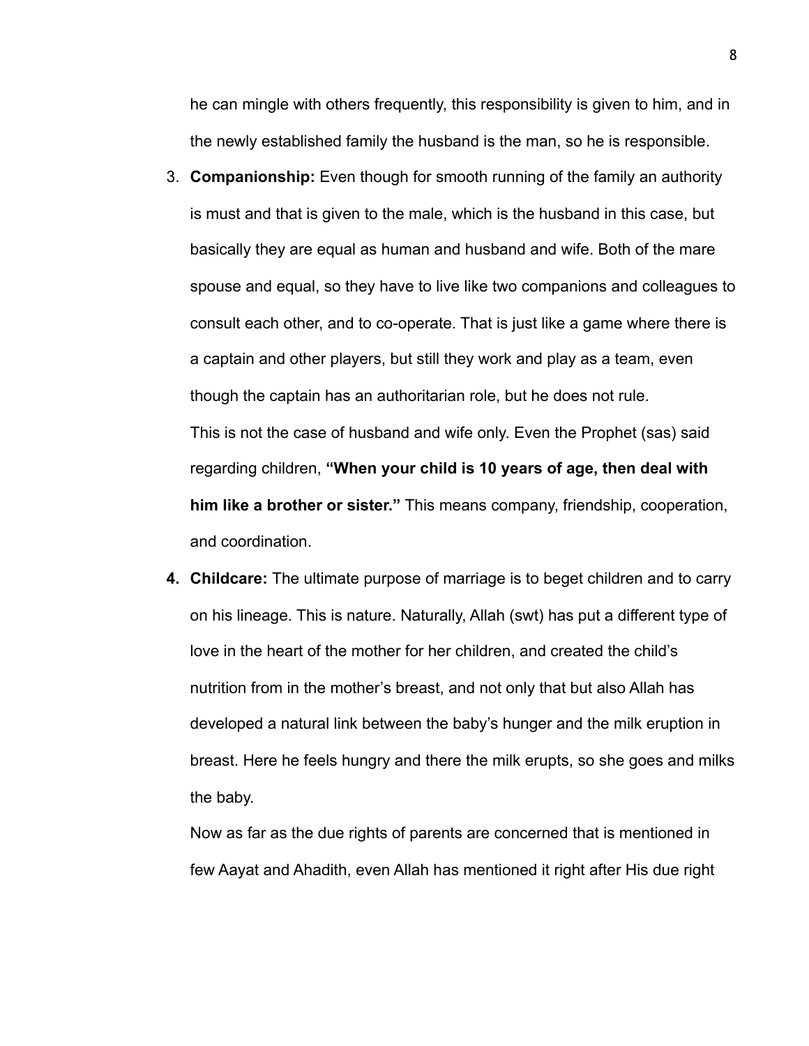he can mingle with others frequently, this responsibility is given to him, and in the newly established family the husband is the man, so he is responsible.

3. **Companionship:** Even though for smooth running of the family an authority is must and that is given to the male, which is the husband in this case, but basically they are equal as human and husband and wife. Both of the mare spouse and equal, so they have to live like two companions and colleagues to consult each other, and to co-operate. That is just like a game where there is a captain and other players, but still they work and play as a team, even though the captain has an authoritarian role, but he does not rule.

   This is not the case of husband and wife only. Even the Prophet (sas) said regarding children, **"When your child is 10 years of age, then deal with him like a brother or sister."** This means company, friendship, cooperation, and coordination.

4. **Childcare:** The ultimate purpose of marriage is to beget children and to carry on his lineage. This is nature. Naturally, Allah (swt) has put a different type of love in the heart of the mother for her children, and created the child's nutrition from in the mother's breast, and not only that but also Allah has developed a natural link between the baby's hunger and the milk eruption in breast. Here he feels hungry and there the milk erupts, so she goes and milks the baby.

   Now as far as the due rights of parents are concerned that is mentioned in few Aayat and Ahadith, even Allah has mentioned it right after His due right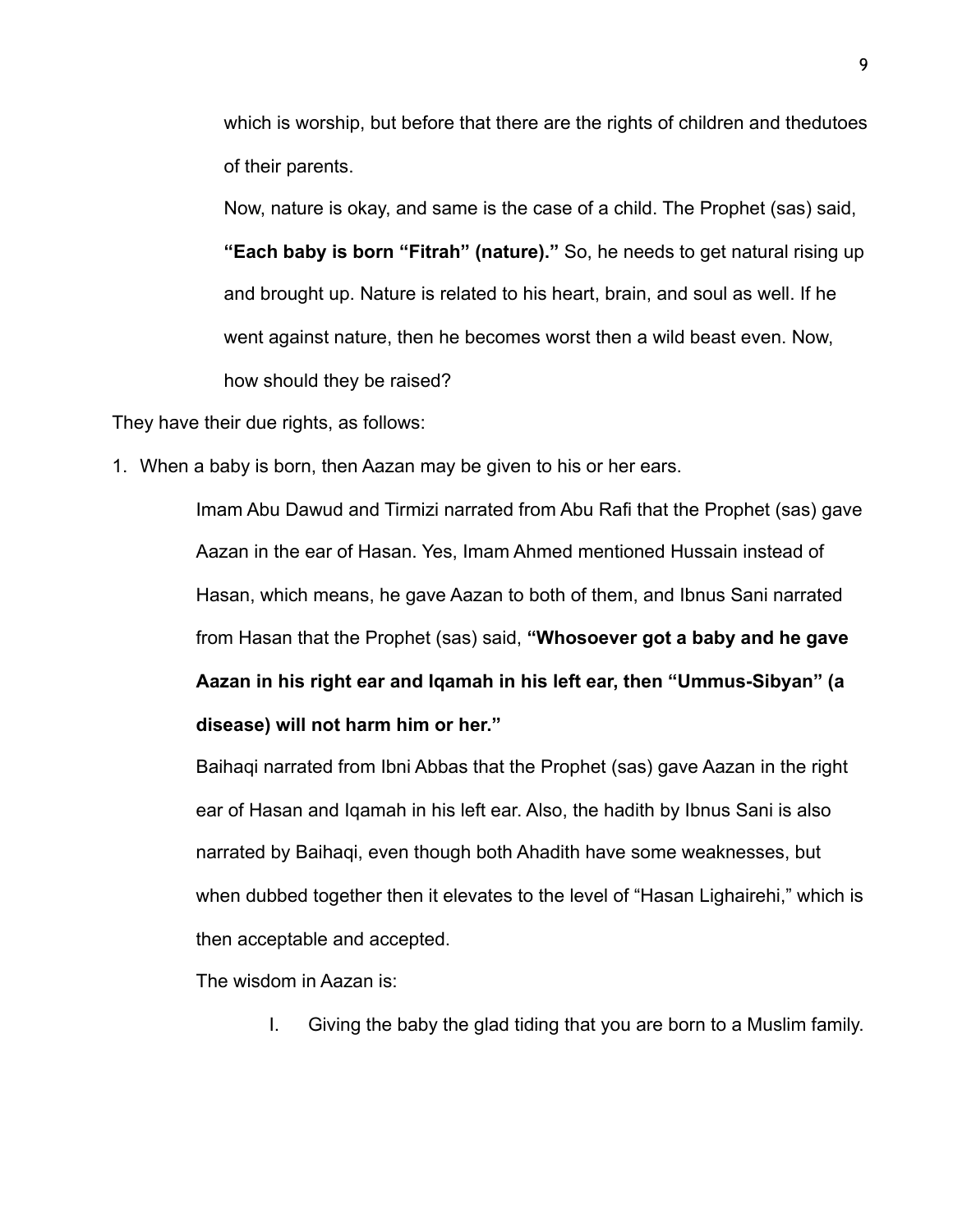which is worship, but before that there are the rights of children and thedutoes of their parents.

Now, nature is okay, and same is the case of a child. The Prophet (sas) said, **"Each baby is born "Fitrah" (nature)."** So, he needs to get natural rising up and brought up. Nature is related to his heart, brain, and soul as well. If he went against nature, then he becomes worst then a wild beast even. Now, how should they be raised?

They have their due rights, as follows:

1. When a baby is born, then Aazan may be given to his or her ears.

   Imam Abu Dawud and Tirmizi narrated from Abu Rafi that the Prophet (sas) gave Aazan in the ear of Hasan. Yes, Imam Ahmed mentioned Hussain instead of Hasan, which means, he gave Aazan to both of them, and Ibnus Sani narrated from Hasan that the Prophet (sas) said, **"Whosoever got a baby and he gave Aazan in his right ear and Iqamah in his left ear, then "Ummus-Sibyan" (a disease) will not harm him or her."**

   Baihaqi narrated from Ibni Abbas that the Prophet (sas) gave Aazan in the right ear of Hasan and Iqamah in his left ear. Also, the hadith by Ibnus Sani is also narrated by Baihaqi, even though both Ahadith have some weaknesses, but when dubbed together then it elevates to the level of "Hasan Lighairehi," which is then acceptable and accepted.

   The wisdom in Aazan is:

   I. Giving the baby the glad tiding that you are born to a Muslim family.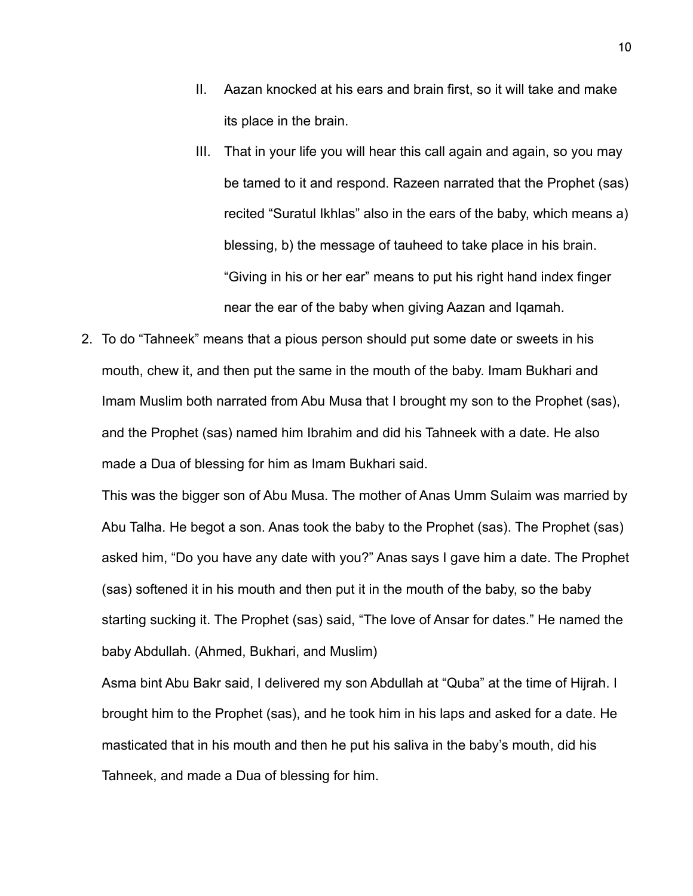II. Aazan knocked at his ears and brain first, so it will take and make its place in the brain.

III. That in your life you will hear this call again and again, so you may be tamed to it and respond. Razeen narrated that the Prophet (sas) recited "Suratul Ikhlas" also in the ears of the baby, which means a) blessing, b) the message of tauheed to take place in his brain. "Giving in his or her ear" means to put his right hand index finger near the ear of the baby when giving Aazan and Iqamah.

2. To do "Tahneek" means that a pious person should put some date or sweets in his mouth, chew it, and then put the same in the mouth of the baby. Imam Bukhari and Imam Muslim both narrated from Abu Musa that I brought my son to the Prophet (sas), and the Prophet (sas) named him Ibrahim and did his Tahneek with a date. He also made a Dua of blessing for him as Imam Bukhari said.

   This was the bigger son of Abu Musa. The mother of Anas Umm Sulaim was married by Abu Talha. He begot a son. Anas took the baby to the Prophet (sas). The Prophet (sas) asked him, "Do you have any date with you?" Anas says I gave him a date. The Prophet (sas) softened it in his mouth and then put it in the mouth of the baby, so the baby starting sucking it. The Prophet (sas) said, "The love of Ansar for dates." He named the baby Abdullah. (Ahmed, Bukhari, and Muslim)

   Asma bint Abu Bakr said, I delivered my son Abdullah at "Quba" at the time of Hijrah. I brought him to the Prophet (sas), and he took him in his laps and asked for a date. He masticated that in his mouth and then he put his saliva in the baby's mouth, did his Tahneek, and made a Dua of blessing for him.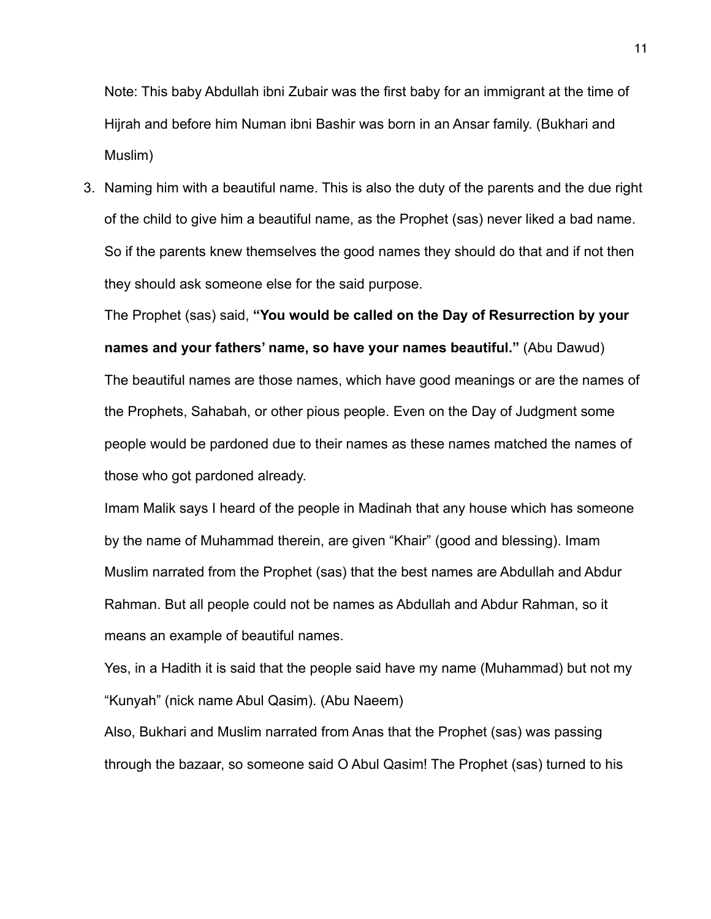Note: This baby Abdullah ibni Zubair was the first baby for an immigrant at the time of Hijrah and before him Numan ibni Bashir was born in an Ansar family. (Bukhari and Muslim)

3. Naming him with a beautiful name. This is also the duty of the parents and the due right of the child to give him a beautiful name, as the Prophet (sas) never liked a bad name. So if the parents knew themselves the good names they should do that and if not then they should ask someone else for the said purpose.

   The Prophet (sas) said, **"You would be called on the Day of Resurrection by your names and your fathers' name, so have your names beautiful."** (Abu Dawud)

   The beautiful names are those names, which have good meanings or are the names of the Prophets, Sahabah, or other pious people. Even on the Day of Judgment some people would be pardoned due to their names as these names matched the names of those who got pardoned already.

   Imam Malik says I heard of the people in Madinah that any house which has someone by the name of Muhammad therein, are given "Khair" (good and blessing). Imam Muslim narrated from the Prophet (sas) that the best names are Abdullah and Abdur Rahman. But all people could not be names as Abdullah and Abdur Rahman, so it means an example of beautiful names.

   Yes, in a Hadith it is said that the people said have my name (Muhammad) but not my "Kunyah" (nick name Abul Qasim). (Abu Naeem)

   Also, Bukhari and Muslim narrated from Anas that the Prophet (sas) was passing through the bazaar, so someone said O Abul Qasim! The Prophet (sas) turned to his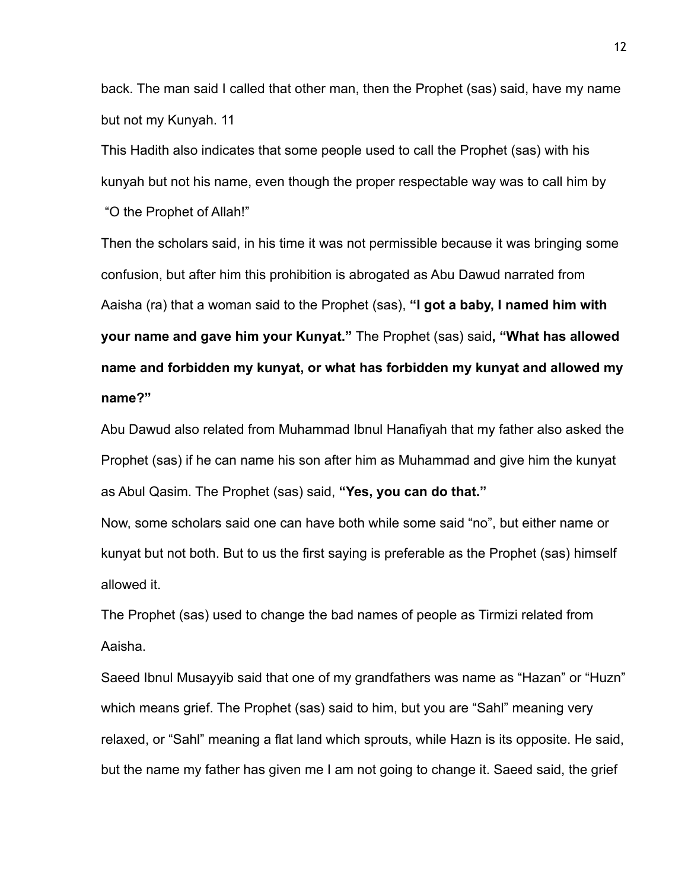back. The man said I called that other man, then the Prophet (sas) said, have my name but not my Kunyah. 11

This Hadith also indicates that some people used to call the Prophet (sas) with his kunyah but not his name, even though the proper respectable way was to call him by "O the Prophet of Allah!"

Then the scholars said, in his time it was not permissible because it was bringing some confusion, but after him this prohibition is abrogated as Abu Dawud narrated from Aaisha (ra) that a woman said to the Prophet (sas), **"I got a baby, I named him with your name and gave him your Kunyat."** The Prophet (sas) said**, "What has allowed name and forbidden my kunyat, or what has forbidden my kunyat and allowed my name?"**

Abu Dawud also related from Muhammad Ibnul Hanafiyah that my father also asked the Prophet (sas) if he can name his son after him as Muhammad and give him the kunyat as Abul Qasim. The Prophet (sas) said, **"Yes, you can do that."**

Now, some scholars said one can have both while some said "no", but either name or kunyat but not both. But to us the first saying is preferable as the Prophet (sas) himself allowed it.

The Prophet (sas) used to change the bad names of people as Tirmizi related from Aaisha.

Saeed Ibnul Musayyib said that one of my grandfathers was name as "Hazan" or "Huzn" which means grief. The Prophet (sas) said to him, but you are "Sahl" meaning very relaxed, or "Sahl" meaning a flat land which sprouts, while Hazn is its opposite. He said, but the name my father has given me I am not going to change it. Saeed said, the grief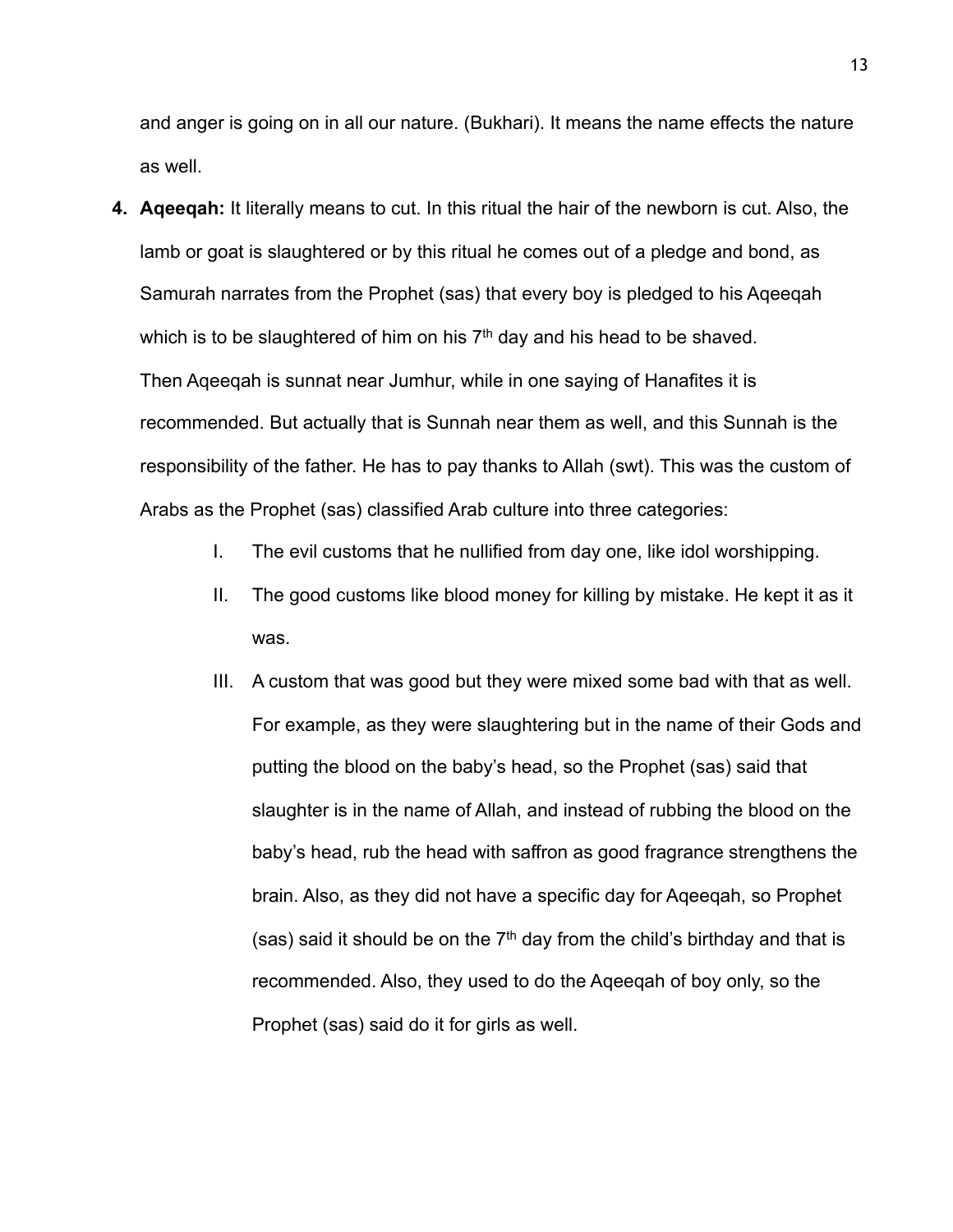and anger is going on in all our nature. (Bukhari). It means the name effects the nature as well.

4. **Aqeeqah:** It literally means to cut. In this ritual the hair of the newborn is cut. Also, the lamb or goat is slaughtered or by this ritual he comes out of a pledge and bond, as Samurah narrates from the Prophet (sas) that every boy is pledged to his Aqeeqah which is to be slaughtered of him on his 7th day and his head to be shaved.
   Then Aqeeqah is sunnat near Jumhur, while in one saying of Hanafites it is recommended. But actually that is Sunnah near them as well, and this Sunnah is the responsibility of the father. He has to pay thanks to Allah (swt). This was the custom of Arabs as the Prophet (sas) classified Arab culture into three categories:

   I. The evil customs that he nullified from day one, like idol worshipping.
   II. The good customs like blood money for killing by mistake. He kept it as it was.
   III. A custom that was good but they were mixed some bad with that as well. For example, as they were slaughtering but in the name of their Gods and putting the blood on the baby's head, so the Prophet (sas) said that slaughter is in the name of Allah, and instead of rubbing the blood on the baby's head, rub the head with saffron as good fragrance strengthens the brain. Also, as they did not have a specific day for Aqeeqah, so Prophet (sas) said it should be on the 7th day from the child's birthday and that is recommended. Also, they used to do the Aqeeqah of boy only, so the Prophet (sas) said do it for girls as well.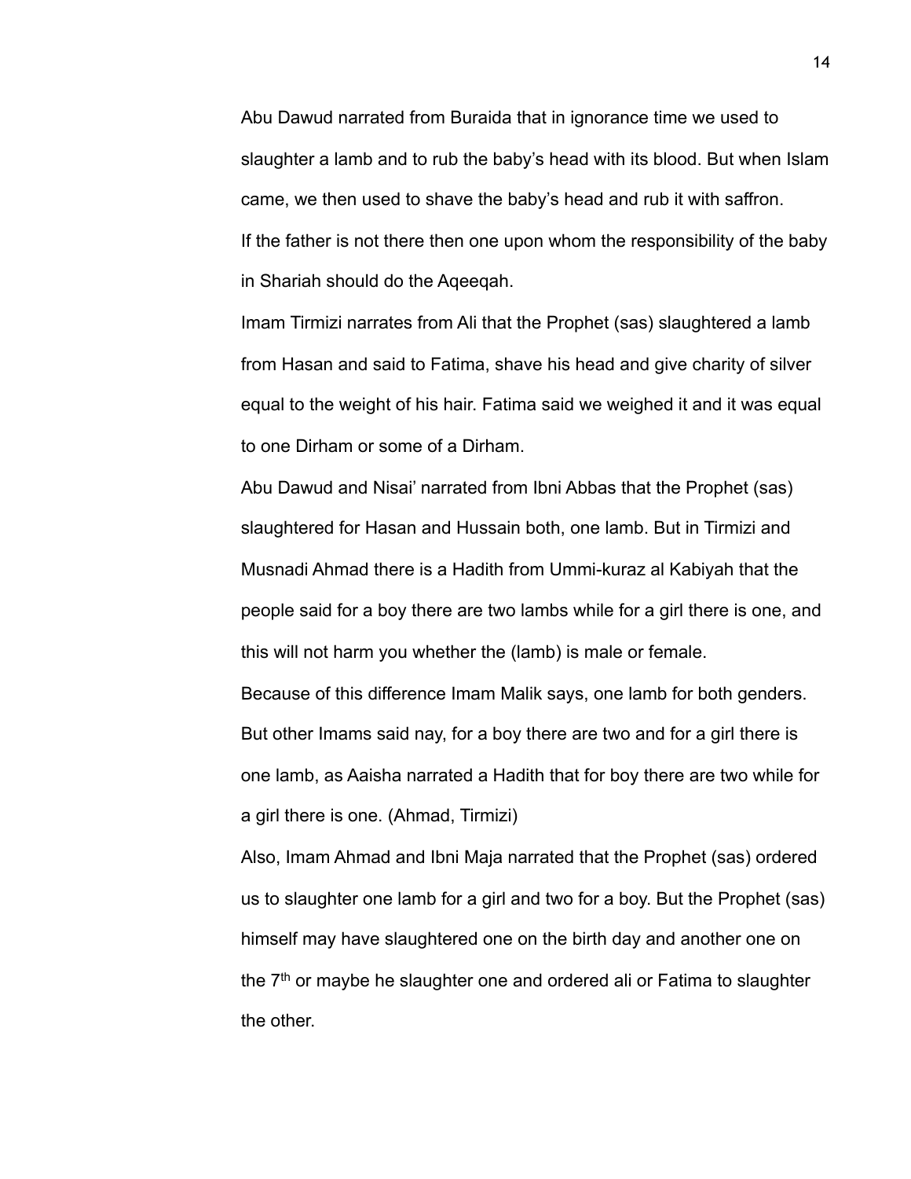Abu Dawud narrated from Buraida that in ignorance time we used to slaughter a lamb and to rub the baby's head with its blood. But when Islam came, we then used to shave the baby's head and rub it with saffron.

If the father is not there then one upon whom the responsibility of the baby in Shariah should do the Aqeeqah.

Imam Tirmizi narrates from Ali that the Prophet (sas) slaughtered a lamb from Hasan and said to Fatima, shave his head and give charity of silver equal to the weight of his hair. Fatima said we weighed it and it was equal to one Dirham or some of a Dirham.

Abu Dawud and Nisai' narrated from Ibni Abbas that the Prophet (sas) slaughtered for Hasan and Hussain both, one lamb. But in Tirmizi and Musnadi Ahmad there is a Hadith from Ummi-kuraz al Kabiyah that the people said for a boy there are two lambs while for a girl there is one, and this will not harm you whether the (lamb) is male or female.

Because of this difference Imam Malik says, one lamb for both genders. But other Imams said nay, for a boy there are two and for a girl there is one lamb, as Aaisha narrated a Hadith that for boy there are two while for a girl there is one. (Ahmad, Tirmizi)

Also, Imam Ahmad and Ibni Maja narrated that the Prophet (sas) ordered us to slaughter one lamb for a girl and two for a boy. But the Prophet (sas) himself may have slaughtered one on the birth day and another one on the 7th or maybe he slaughter one and ordered ali or Fatima to slaughter the other.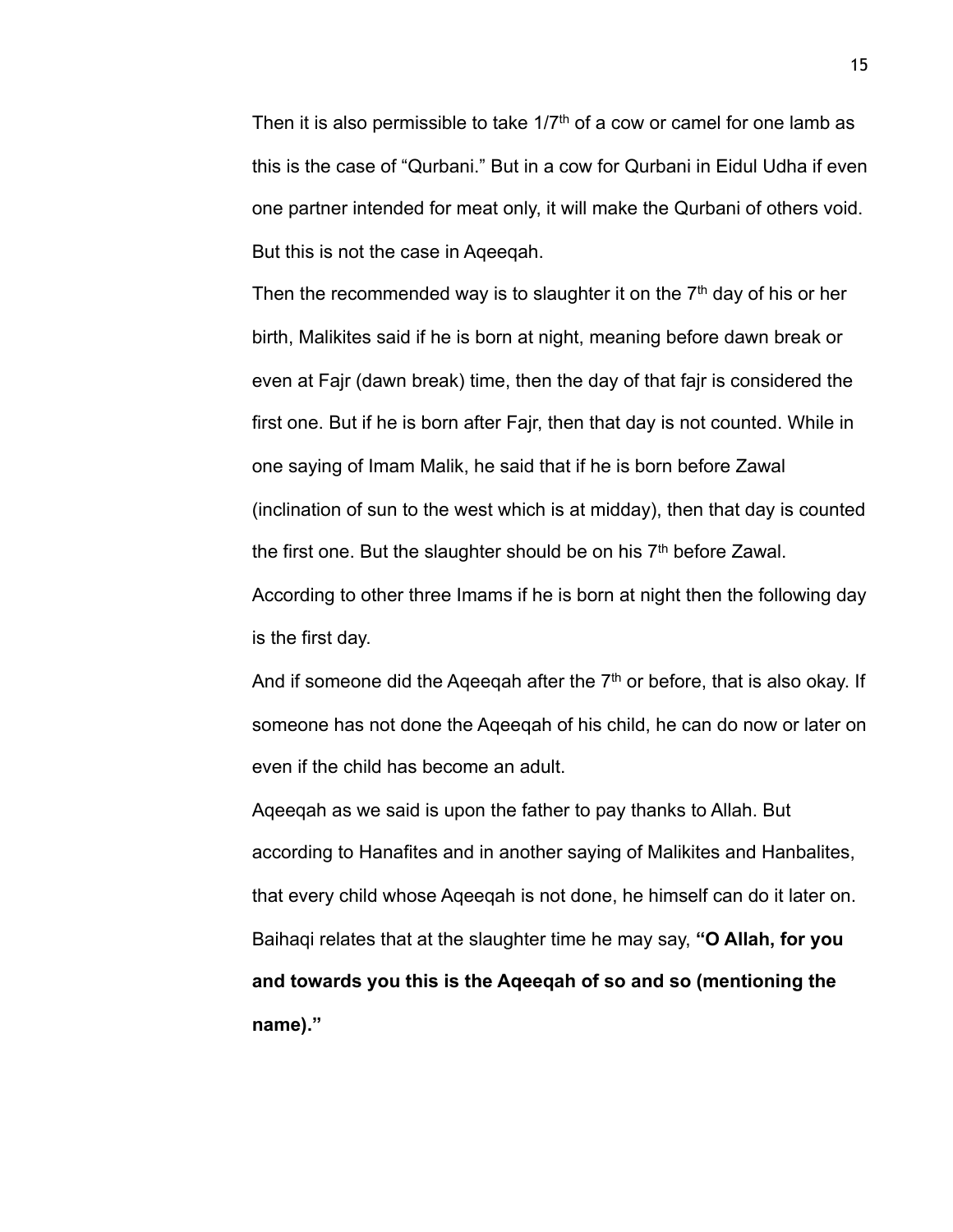Then it is also permissible to take $1/7^{th}$ of a cow or camel for one lamb as this is the case of "Qurbani." But in a cow for Qurbani in Eidul Udha if even one partner intended for meat only, it will make the Qurbani of others void. But this is not the case in Aqeeqah.

Then the recommended way is to slaughter it on the $7^{th}$ day of his or her birth, Malikites said if he is born at night, meaning before dawn break or even at Fajr (dawn break) time, then the day of that fajr is considered the first one. But if he is born after Fajr, then that day is not counted. While in one saying of Imam Malik, he said that if he is born before Zawal (inclination of sun to the west which is at midday), then that day is counted the first one. But the slaughter should be on his $7^{th}$ before Zawal. According to other three Imams if he is born at night then the following day is the first day.

And if someone did the Aqeeqah after the $7^{th}$ or before, that is also okay. If someone has not done the Aqeeqah of his child, he can do now or later on even if the child has become an adult.

Aqeeqah as we said is upon the father to pay thanks to Allah. But according to Hanafites and in another saying of Malikites and Hanbalites, that every child whose Aqeeqah is not done, he himself can do it later on. Baihaqi relates that at the slaughter time he may say, **"O Allah, for you and towards you this is the Aqeeqah of so and so (mentioning the name)."**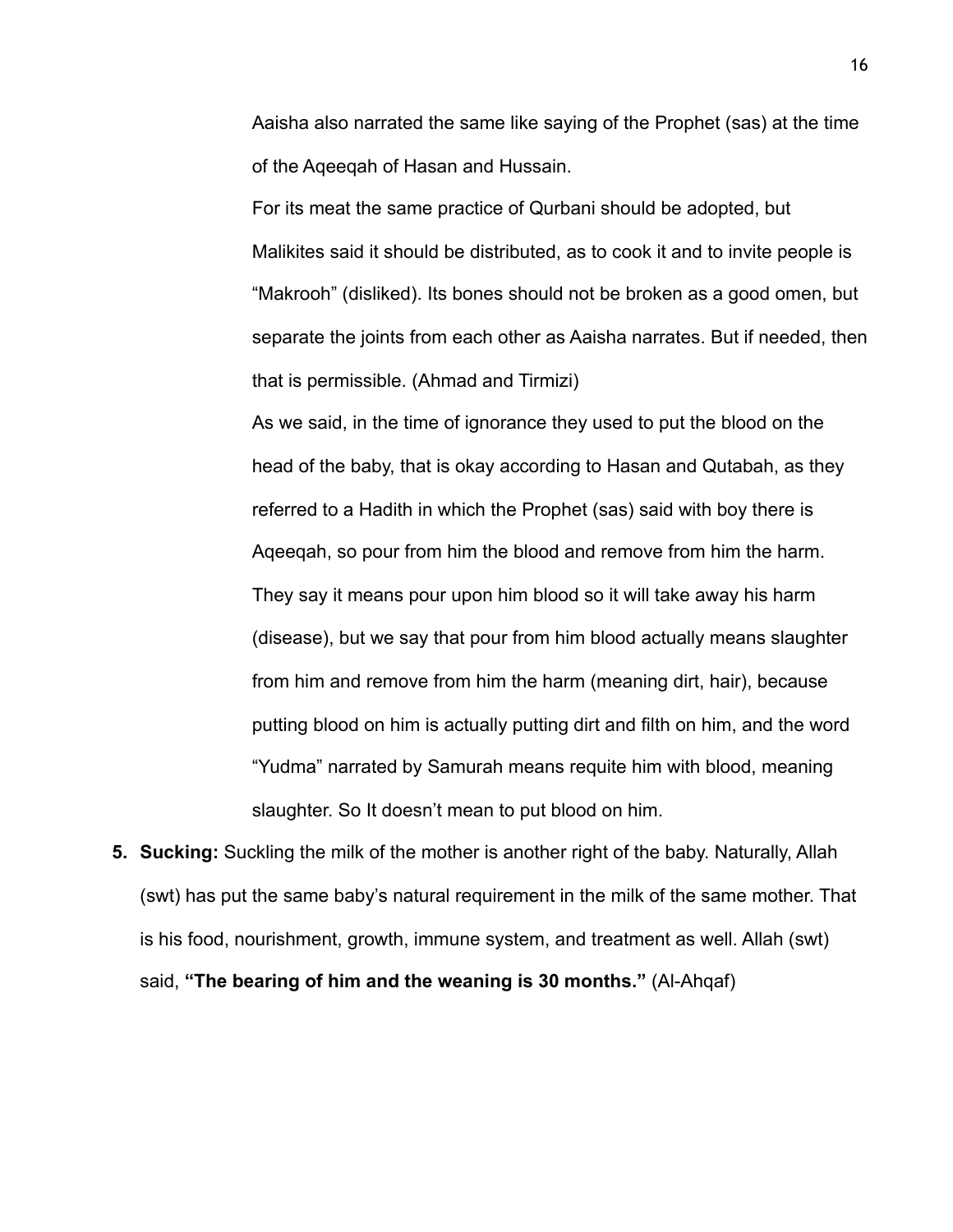Aaisha also narrated the same like saying of the Prophet (sas) at the time of the Aqeeqah of Hasan and Hussain.

For its meat the same practice of Qurbani should be adopted, but Malikites said it should be distributed, as to cook it and to invite people is "Makrooh" (disliked). Its bones should not be broken as a good omen, but separate the joints from each other as Aaisha narrates. But if needed, then that is permissible. (Ahmad and Tirmizi)

As we said, in the time of ignorance they used to put the blood on the head of the baby, that is okay according to Hasan and Qutabah, as they referred to a Hadith in which the Prophet (sas) said with boy there is Aqeeqah, so pour from him the blood and remove from him the harm. They say it means pour upon him blood so it will take away his harm (disease), but we say that pour from him blood actually means slaughter from him and remove from him the harm (meaning dirt, hair), because putting blood on him is actually putting dirt and filth on him, and the word "Yudma" narrated by Samurah means requite him with blood, meaning slaughter. So It doesn't mean to put blood on him.

5. **Sucking:** Suckling the milk of the mother is another right of the baby. Naturally, Allah (swt) has put the same baby's natural requirement in the milk of the same mother. That is his food, nourishment, growth, immune system, and treatment as well. Allah (swt) said, **"The bearing of him and the weaning is 30 months."** (Al-Ahqaf)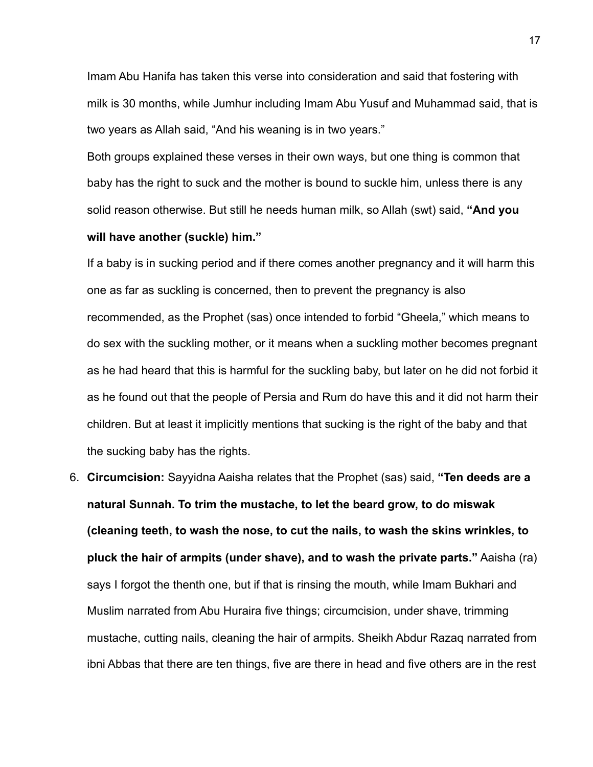Imam Abu Hanifa has taken this verse into consideration and said that fostering with milk is 30 months, while Jumhur including Imam Abu Yusuf and Muhammad said, that is two years as Allah said, "And his weaning is in two years."

Both groups explained these verses in their own ways, but one thing is common that baby has the right to suck and the mother is bound to suckle him, unless there is any solid reason otherwise. But still he needs human milk, so Allah (swt) said, **"And you will have another (suckle) him."**

If a baby is in sucking period and if there comes another pregnancy and it will harm this one as far as suckling is concerned, then to prevent the pregnancy is also recommended, as the Prophet (sas) once intended to forbid "Gheela," which means to do sex with the suckling mother, or it means when a suckling mother becomes pregnant as he had heard that this is harmful for the suckling baby, but later on he did not forbid it as he found out that the people of Persia and Rum do have this and it did not harm their children. But at least it implicitly mentions that sucking is the right of the baby and that the sucking baby has the rights.

6. **Circumcision:** Sayyidna Aaisha relates that the Prophet (sas) said, **"Ten deeds are a natural Sunnah. To trim the mustache, to let the beard grow, to do miswak (cleaning teeth, to wash the nose, to cut the nails, to wash the skins wrinkles, to pluck the hair of armpits (under shave), and to wash the private parts."** Aaisha (ra) says I forgot the thenth one, but if that is rinsing the mouth, while Imam Bukhari and Muslim narrated from Abu Huraira five things; circumcision, under shave, trimming mustache, cutting nails, cleaning the hair of armpits. Sheikh Abdur Razaq narrated from ibni Abbas that there are ten things, five are there in head and five others are in the rest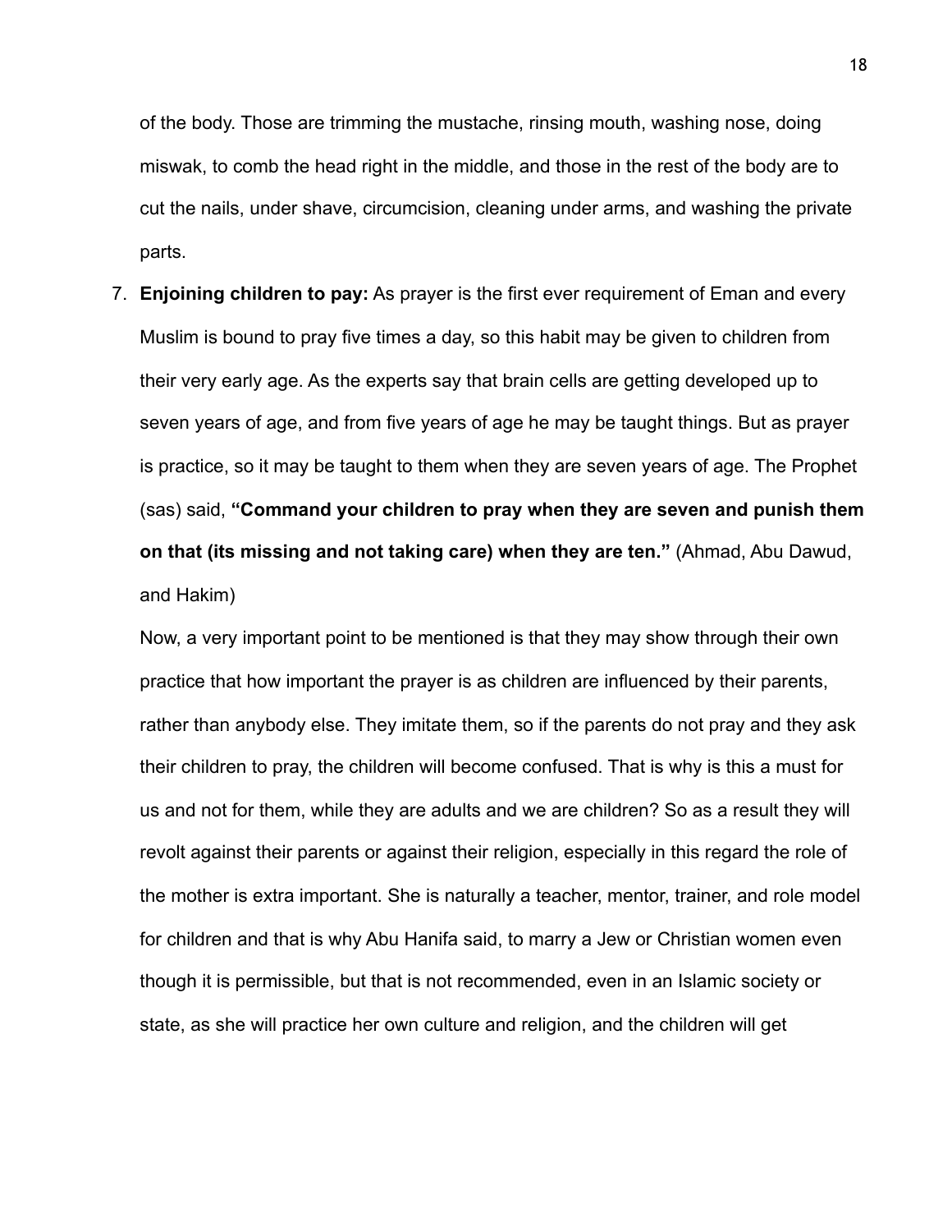of the body. Those are trimming the mustache, rinsing mouth, washing nose, doing miswak, to comb the head right in the middle, and those in the rest of the body are to cut the nails, under shave, circumcision, cleaning under arms, and washing the private parts.

7. **Enjoining children to pay:** As prayer is the first ever requirement of Eman and every Muslim is bound to pray five times a day, so this habit may be given to children from their very early age. As the experts say that brain cells are getting developed up to seven years of age, and from five years of age he may be taught things. But as prayer is practice, so it may be taught to them when they are seven years of age. The Prophet (sas) said, **"Command your children to pray when they are seven and punish them on that (its missing and not taking care) when they are ten."** (Ahmad, Abu Dawud, and Hakim)

   Now, a very important point to be mentioned is that they may show through their own practice that how important the prayer is as children are influenced by their parents, rather than anybody else. They imitate them, so if the parents do not pray and they ask their children to pray, the children will become confused. That is why is this a must for us and not for them, while they are adults and we are children? So as a result they will revolt against their parents or against their religion, especially in this regard the role of the mother is extra important. She is naturally a teacher, mentor, trainer, and role model for children and that is why Abu Hanifa said, to marry a Jew or Christian women even though it is permissible, but that is not recommended, even in an Islamic society or state, as she will practice her own culture and religion, and the children will get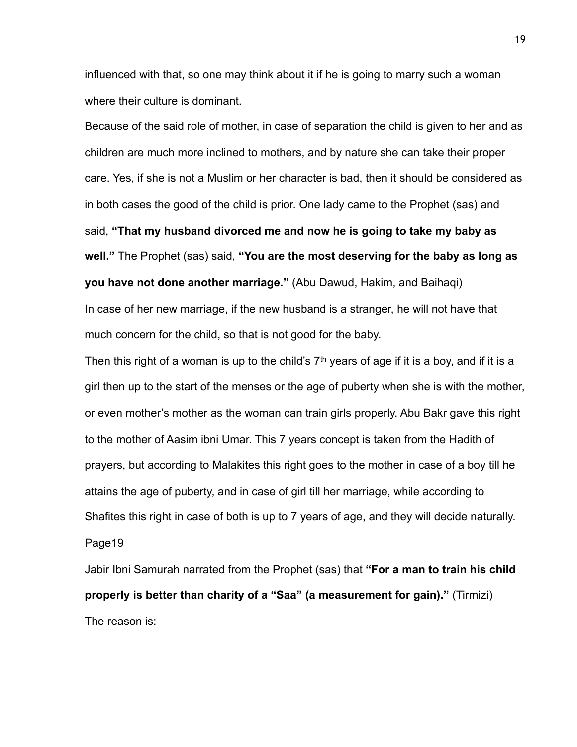influenced with that, so one may think about it if he is going to marry such a woman where their culture is dominant.

Because of the said role of mother, in case of separation the child is given to her and as children are much more inclined to mothers, and by nature she can take their proper care. Yes, if she is not a Muslim or her character is bad, then it should be considered as in both cases the good of the child is prior. One lady came to the Prophet (sas) and said, **"That my husband divorced me and now he is going to take my baby as well."** The Prophet (sas) said, **"You are the most deserving for the baby as long as you have not done another marriage."** (Abu Dawud, Hakim, and Baihaqi)

In case of her new marriage, if the new husband is a stranger, he will not have that much concern for the child, so that is not good for the baby.

Then this right of a woman is up to the child's 7th years of age if it is a boy, and if it is a girl then up to the start of the menses or the age of puberty when she is with the mother, or even mother's mother as the woman can train girls properly. Abu Bakr gave this right to the mother of Aasim ibni Umar. This 7 years concept is taken from the Hadith of prayers, but according to Malakites this right goes to the mother in case of a boy till he attains the age of puberty, and in case of girl till her marriage, while according to Shafites this right in case of both is up to 7 years of age, and they will decide naturally.

Page19

Jabir Ibni Samurah narrated from the Prophet (sas) that **"For a man to train his child properly is better than charity of a "Saa" (a measurement for gain)."** (Tirmizi)

The reason is: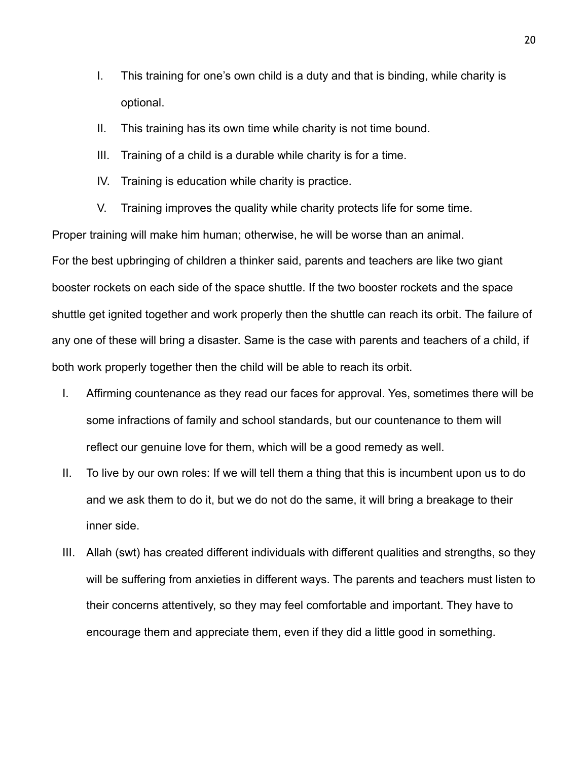I. This training for one's own child is a duty and that is binding, while charity is optional.
II. This training has its own time while charity is not time bound.
III. Training of a child is a durable while charity is for a time.
IV. Training is education while charity is practice.
V. Training improves the quality while charity protects life for some time.

Proper training will make him human; otherwise, he will be worse than an animal.

For the best upbringing of children a thinker said, parents and teachers are like two giant booster rockets on each side of the space shuttle. If the two booster rockets and the space shuttle get ignited together and work properly then the shuttle can reach its orbit. The failure of any one of these will bring a disaster. Same is the case with parents and teachers of a child, if both work properly together then the child will be able to reach its orbit.

I. Affirming countenance as they read our faces for approval. Yes, sometimes there will be some infractions of family and school standards, but our countenance to them will reflect our genuine love for them, which will be a good remedy as well.
II. To live by our own roles: If we will tell them a thing that this is incumbent upon us to do and we ask them to do it, but we do not do the same, it will bring a breakage to their inner side.
III. Allah (swt) has created different individuals with different qualities and strengths, so they will be suffering from anxieties in different ways. The parents and teachers must listen to their concerns attentively, so they may feel comfortable and important. They have to encourage them and appreciate them, even if they did a little good in something.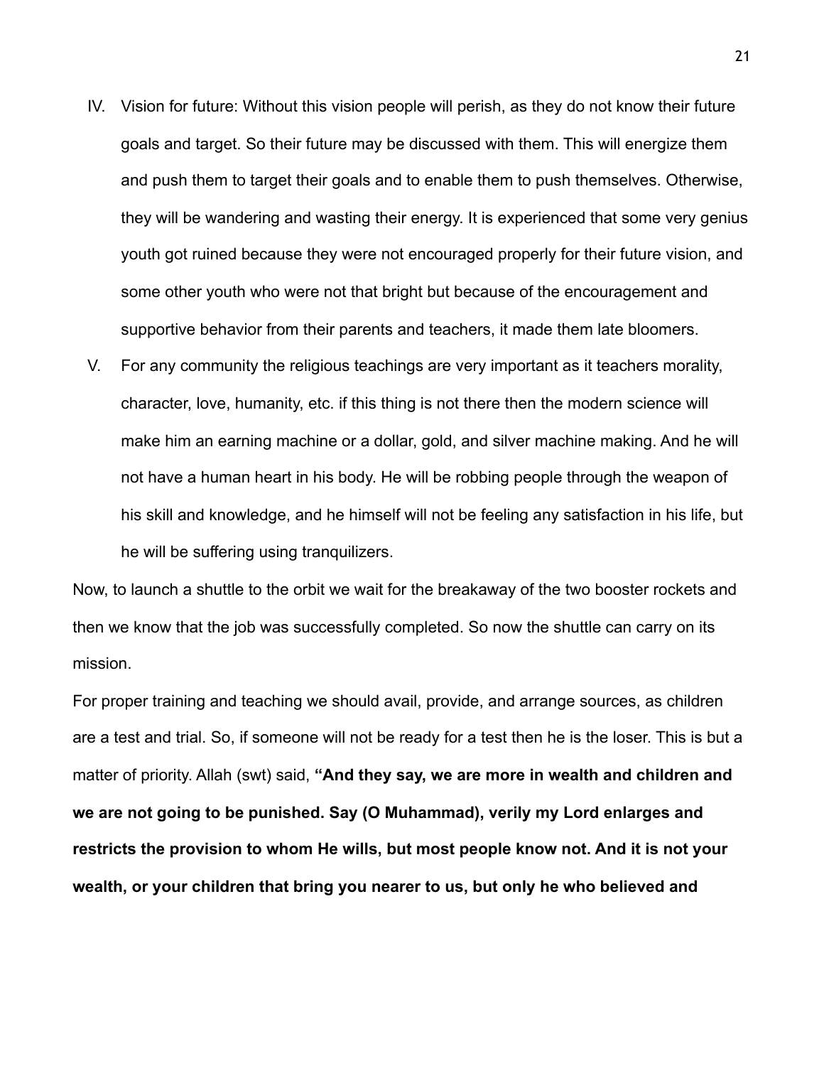IV. Vision for future: Without this vision people will perish, as they do not know their future goals and target. So their future may be discussed with them. This will energize them and push them to target their goals and to enable them to push themselves. Otherwise, they will be wandering and wasting their energy. It is experienced that some very genius youth got ruined because they were not encouraged properly for their future vision, and some other youth who were not that bright but because of the encouragement and supportive behavior from their parents and teachers, it made them late bloomers.

V. For any community the religious teachings are very important as it teachers morality, character, love, humanity, etc. if this thing is not there then the modern science will make him an earning machine or a dollar, gold, and silver machine making. And he will not have a human heart in his body. He will be robbing people through the weapon of his skill and knowledge, and he himself will not be feeling any satisfaction in his life, but he will be suffering using tranquilizers.

Now, to launch a shuttle to the orbit we wait for the breakaway of the two booster rockets and then we know that the job was successfully completed. So now the shuttle can carry on its mission.

For proper training and teaching we should avail, provide, and arrange sources, as children are a test and trial. So, if someone will not be ready for a test then he is the loser. This is but a matter of priority. Allah (swt) said, **"And they say, we are more in wealth and children and we are not going to be punished. Say (O Muhammad), verily my Lord enlarges and restricts the provision to whom He wills, but most people know not. And it is not your wealth, or your children that bring you nearer to us, but only he who believed and**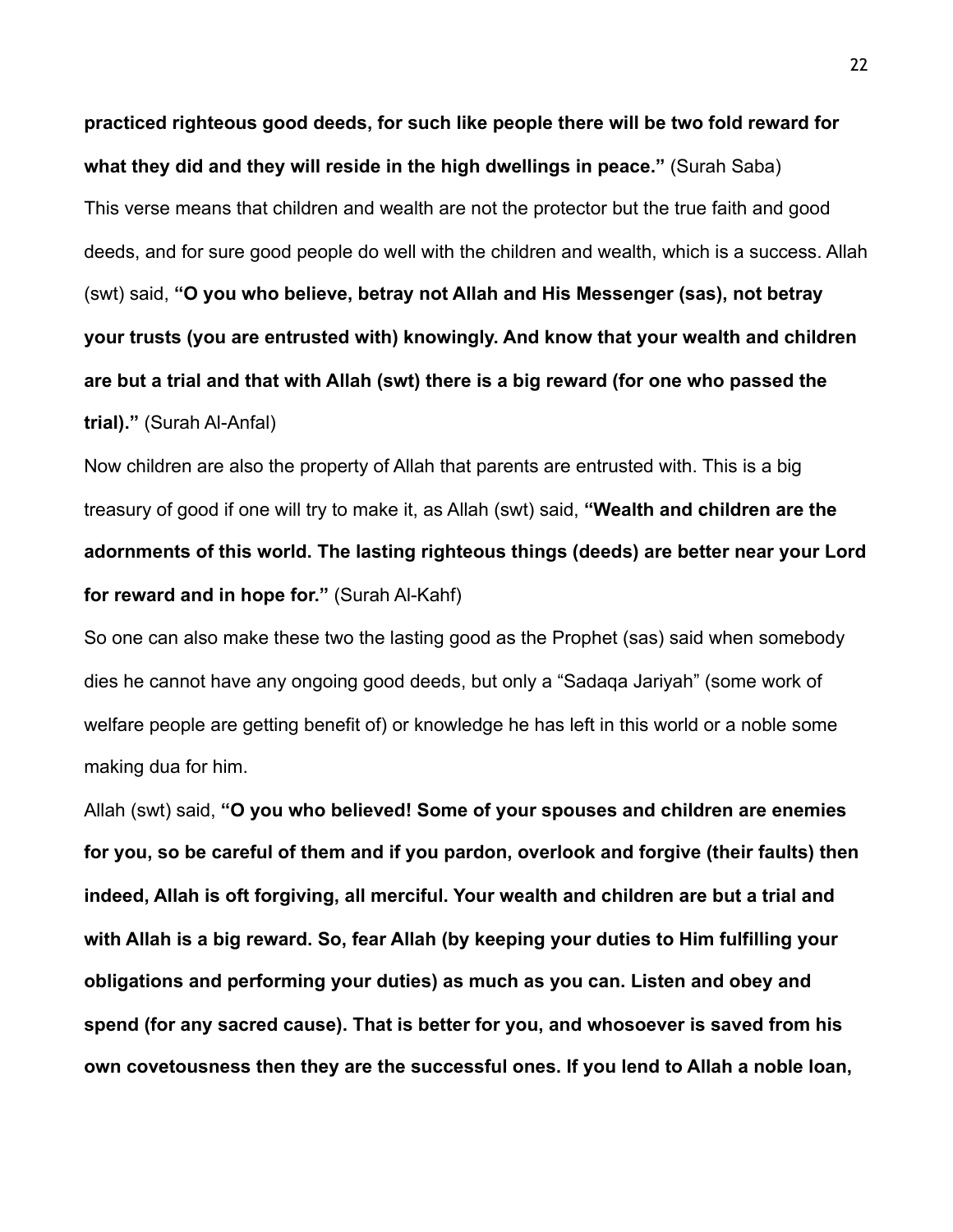**practiced righteous good deeds, for such like people there will be two fold reward for what they did and they will reside in the high dwellings in peace."** (Surah Saba)

This verse means that children and wealth are not the protector but the true faith and good deeds, and for sure good people do well with the children and wealth, which is a success. Allah (swt) said, **"O you who believe, betray not Allah and His Messenger (sas), not betray your trusts (you are entrusted with) knowingly. And know that your wealth and children are but a trial and that with Allah (swt) there is a big reward (for one who passed the trial)."** (Surah Al-Anfal)

Now children are also the property of Allah that parents are entrusted with. This is a big treasury of good if one will try to make it, as Allah (swt) said, **"Wealth and children are the adornments of this world. The lasting righteous things (deeds) are better near your Lord for reward and in hope for."** (Surah Al-Kahf)

So one can also make these two the lasting good as the Prophet (sas) said when somebody dies he cannot have any ongoing good deeds, but only a "Sadaqa Jariyah" (some work of welfare people are getting benefit of) or knowledge he has left in this world or a noble some making dua for him.

Allah (swt) said, **"O you who believed! Some of your spouses and children are enemies for you, so be careful of them and if you pardon, overlook and forgive (their faults) then indeed, Allah is oft forgiving, all merciful. Your wealth and children are but a trial and with Allah is a big reward. So, fear Allah (by keeping your duties to Him fulfilling your obligations and performing your duties) as much as you can. Listen and obey and spend (for any sacred cause). That is better for you, and whosoever is saved from his own covetousness then they are the successful ones. If you lend to Allah a noble loan,**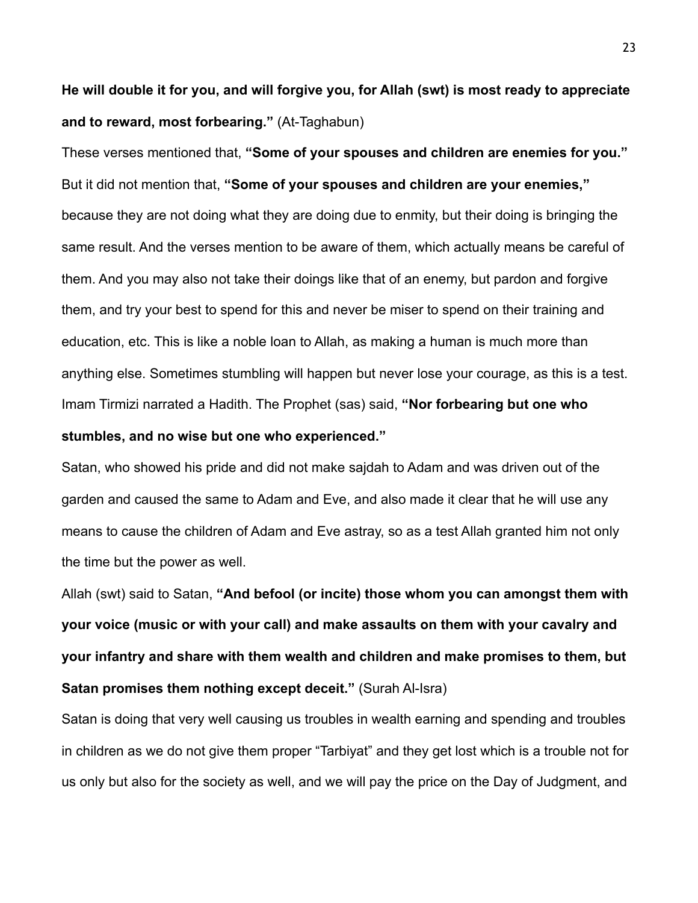**He will double it for you, and will forgive you, for Allah (swt) is most ready to appreciate and to reward, most forbearing."** (At-Taghabun)

These verses mentioned that, **"Some of your spouses and children are enemies for you."** But it did not mention that, **"Some of your spouses and children are your enemies,"** because they are not doing what they are doing due to enmity, but their doing is bringing the same result. And the verses mention to be aware of them, which actually means be careful of them. And you may also not take their doings like that of an enemy, but pardon and forgive them, and try your best to spend for this and never be miser to spend on their training and education, etc. This is like a noble loan to Allah, as making a human is much more than anything else. Sometimes stumbling will happen but never lose your courage, as this is a test. Imam Tirmizi narrated a Hadith. The Prophet (sas) said, **"Nor forbearing but one who stumbles, and no wise but one who experienced."**

Satan, who showed his pride and did not make sajdah to Adam and was driven out of the garden and caused the same to Adam and Eve, and also made it clear that he will use any means to cause the children of Adam and Eve astray, so as a test Allah granted him not only the time but the power as well.

Allah (swt) said to Satan, **"And befool (or incite) those whom you can amongst them with your voice (music or with your call) and make assaults on them with your cavalry and your infantry and share with them wealth and children and make promises to them, but Satan promises them nothing except deceit."** (Surah Al-Isra)

Satan is doing that very well causing us troubles in wealth earning and spending and troubles in children as we do not give them proper "Tarbiyat" and they get lost which is a trouble not for us only but also for the society as well, and we will pay the price on the Day of Judgment, and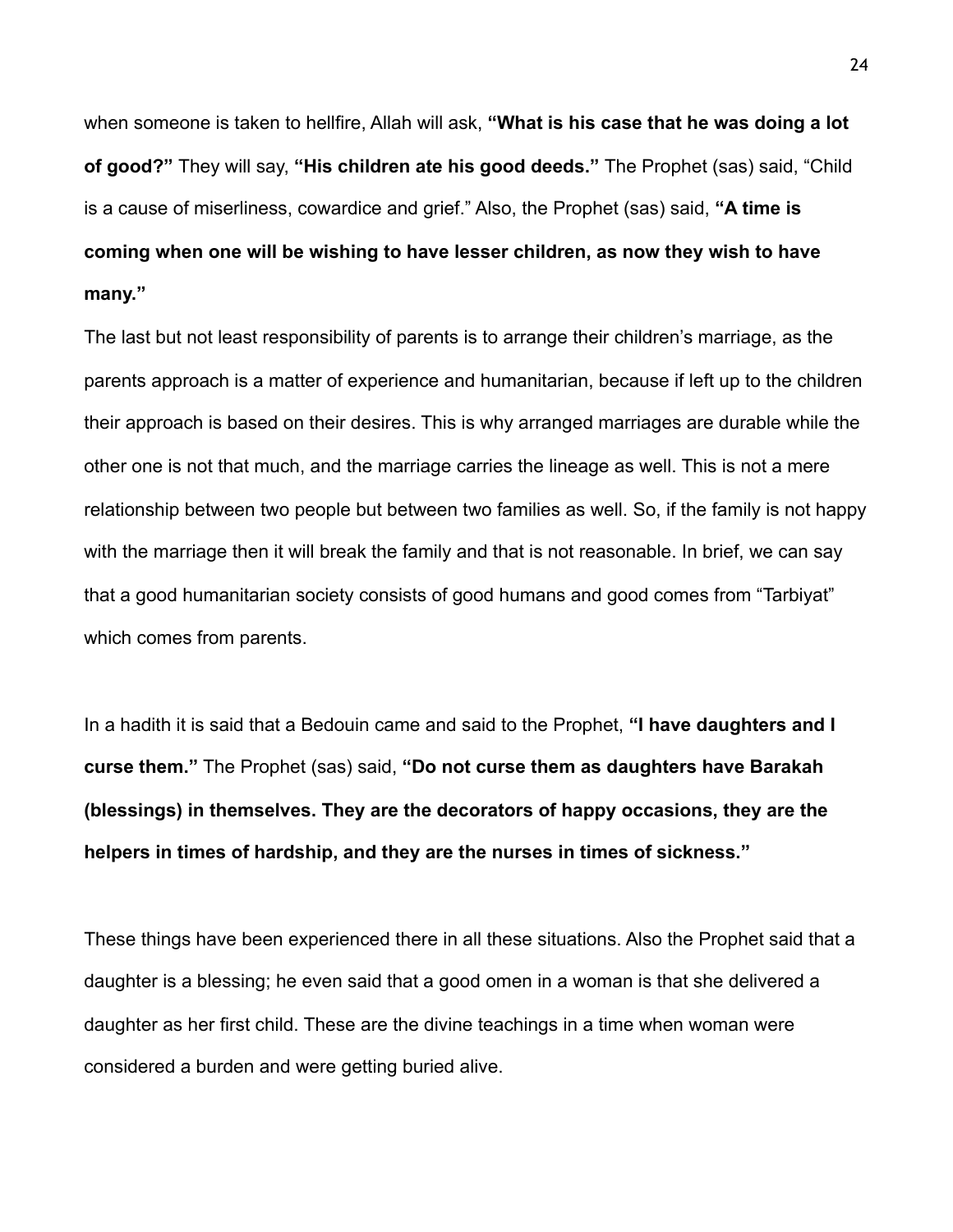when someone is taken to hellfire, Allah will ask, **“What is his case that he was doing a lot of good?”** They will say, **“His children ate his good deeds.”** The Prophet (sas) said, “Child is a cause of miserliness, cowardice and grief.” Also, the Prophet (sas) said, **“A time is coming when one will be wishing to have lesser children, as now they wish to have many.”**

The last but not least responsibility of parents is to arrange their children’s marriage, as the parents approach is a matter of experience and humanitarian, because if left up to the children their approach is based on their desires. This is why arranged marriages are durable while the other one is not that much, and the marriage carries the lineage as well. This is not a mere relationship between two people but between two families as well. So, if the family is not happy with the marriage then it will break the family and that is not reasonable. In brief, we can say that a good humanitarian society consists of good humans and good comes from “Tarbiyat” which comes from parents.

In a hadith it is said that a Bedouin came and said to the Prophet, **“I have daughters and I curse them.”** The Prophet (sas) said, **“Do not curse them as daughters have Barakah (blessings) in themselves. They are the decorators of happy occasions, they are the helpers in times of hardship, and they are the nurses in times of sickness.”**

These things have been experienced there in all these situations. Also the Prophet said that a daughter is a blessing; he even said that a good omen in a woman is that she delivered a daughter as her first child. These are the divine teachings in a time when woman were considered a burden and were getting buried alive.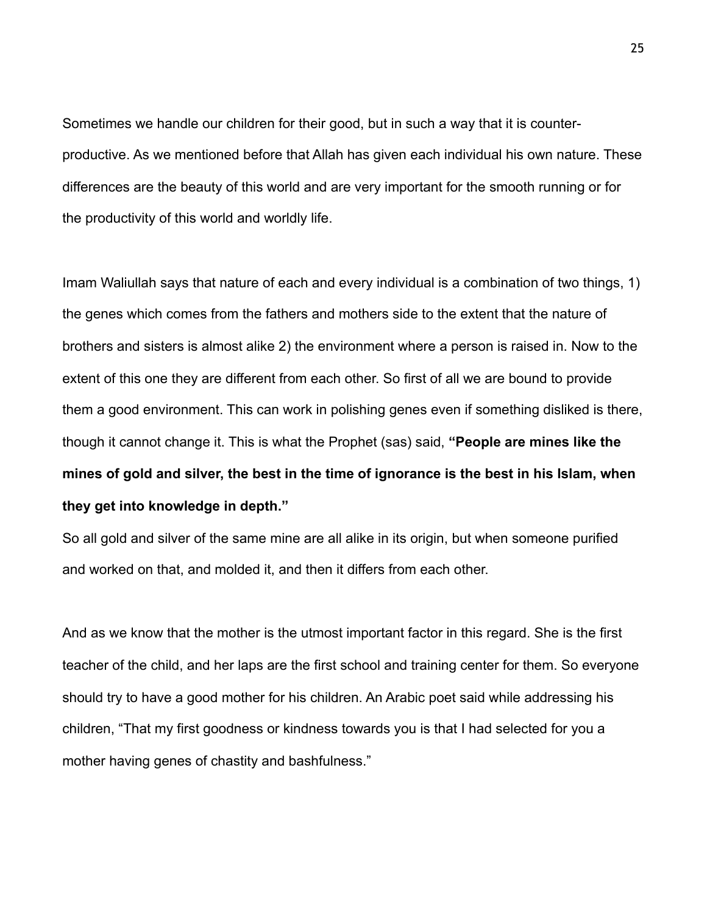Sometimes we handle our children for their good, but in such a way that it is counter-productive. As we mentioned before that Allah has given each individual his own nature. These differences are the beauty of this world and are very important for the smooth running or for the productivity of this world and worldly life.

Imam Waliullah says that nature of each and every individual is a combination of two things, 1) the genes which comes from the fathers and mothers side to the extent that the nature of brothers and sisters is almost alike 2) the environment where a person is raised in. Now to the extent of this one they are different from each other. So first of all we are bound to provide them a good environment. This can work in polishing genes even if something disliked is there, though it cannot change it. This is what the Prophet (sas) said, **"People are mines like the mines of gold and silver, the best in the time of ignorance is the best in his Islam, when they get into knowledge in depth."**

So all gold and silver of the same mine are all alike in its origin, but when someone purified and worked on that, and molded it, and then it differs from each other.

And as we know that the mother is the utmost important factor in this regard. She is the first teacher of the child, and her laps are the first school and training center for them. So everyone should try to have a good mother for his children. An Arabic poet said while addressing his children, "That my first goodness or kindness towards you is that I had selected for you a mother having genes of chastity and bashfulness."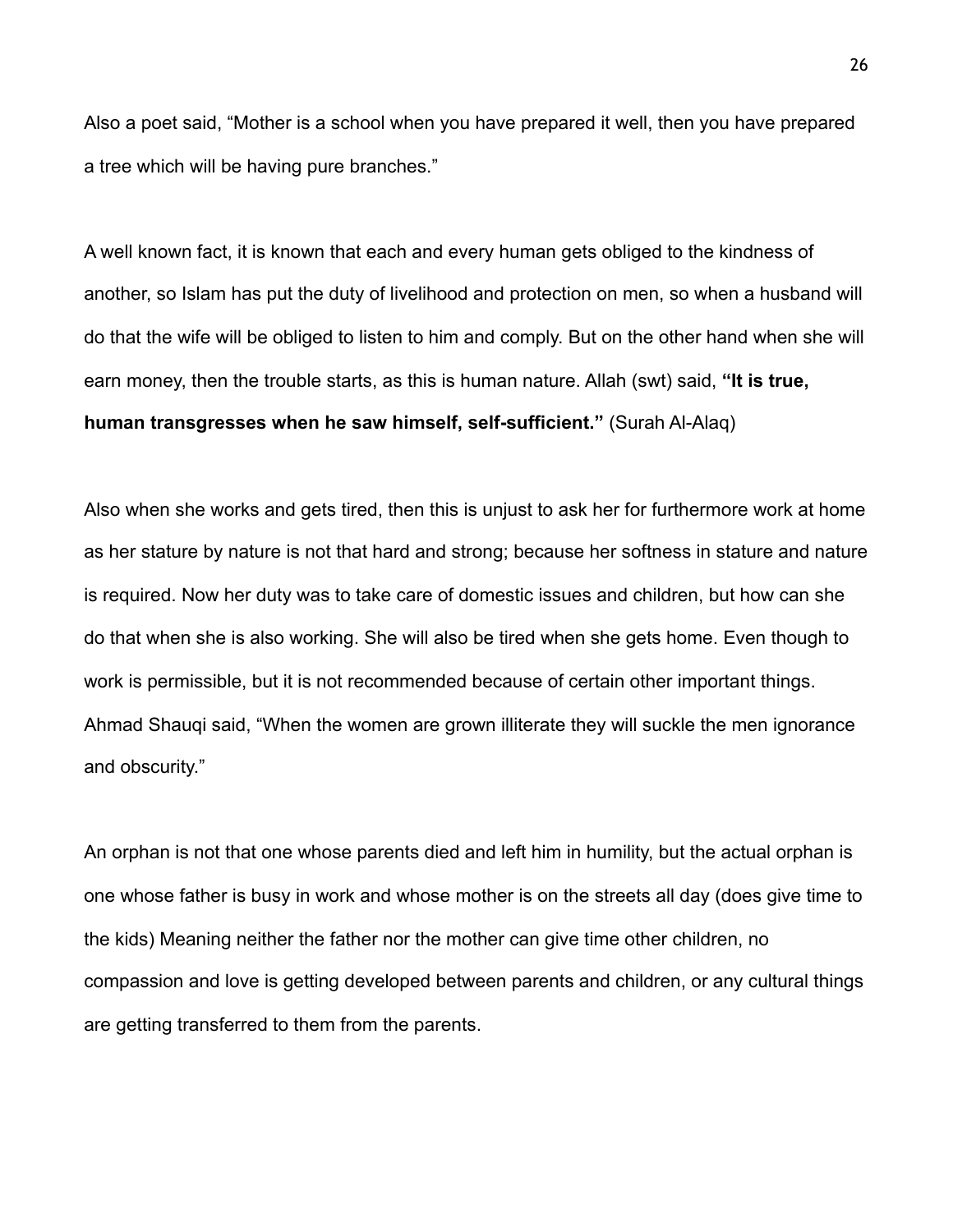Also a poet said, “Mother is a school when you have prepared it well, then you have prepared a tree which will be having pure branches.”

A well known fact, it is known that each and every human gets obliged to the kindness of another, so Islam has put the duty of livelihood and protection on men, so when a husband will do that the wife will be obliged to listen to him and comply. But on the other hand when she will earn money, then the trouble starts, as this is human nature. Allah (swt) said, **“It is true, human transgresses when he saw himself, self-sufficient.”** (Surah Al-Alaq)

Also when she works and gets tired, then this is unjust to ask her for furthermore work at home as her stature by nature is not that hard and strong; because her softness in stature and nature is required. Now her duty was to take care of domestic issues and children, but how can she do that when she is also working. She will also be tired when she gets home. Even though to work is permissible, but it is not recommended because of certain other important things. Ahmad Shauqi said, “When the women are grown illiterate they will suckle the men ignorance and obscurity.”

An orphan is not that one whose parents died and left him in humility, but the actual orphan is one whose father is busy in work and whose mother is on the streets all day (does give time to the kids) Meaning neither the father nor the mother can give time other children, no compassion and love is getting developed between parents and children, or any cultural things are getting transferred to them from the parents.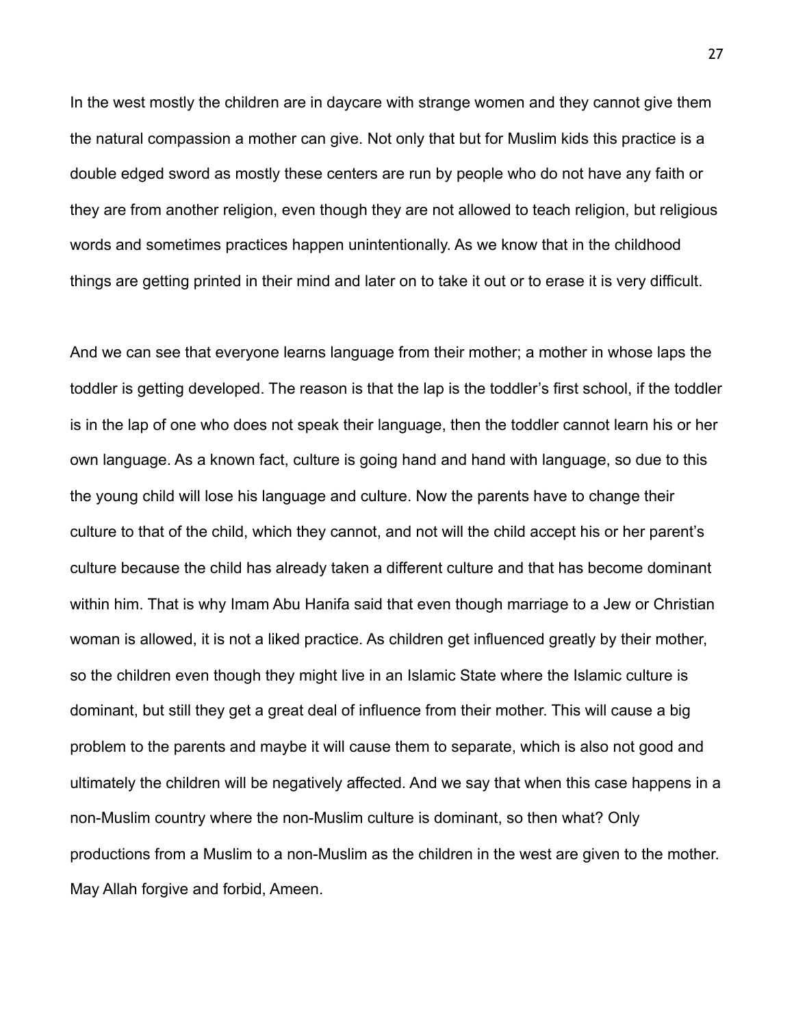In the west mostly the children are in daycare with strange women and they cannot give them the natural compassion a mother can give. Not only that but for Muslim kids this practice is a double edged sword as mostly these centers are run by people who do not have any faith or they are from another religion, even though they are not allowed to teach religion, but religious words and sometimes practices happen unintentionally. As we know that in the childhood things are getting printed in their mind and later on to take it out or to erase it is very difficult.

And we can see that everyone learns language from their mother; a mother in whose laps the toddler is getting developed. The reason is that the lap is the toddler's first school, if the toddler is in the lap of one who does not speak their language, then the toddler cannot learn his or her own language. As a known fact, culture is going hand and hand with language, so due to this the young child will lose his language and culture. Now the parents have to change their culture to that of the child, which they cannot, and not will the child accept his or her parent's culture because the child has already taken a different culture and that has become dominant within him. That is why Imam Abu Hanifa said that even though marriage to a Jew or Christian woman is allowed, it is not a liked practice. As children get influenced greatly by their mother, so the children even though they might live in an Islamic State where the Islamic culture is dominant, but still they get a great deal of influence from their mother. This will cause a big problem to the parents and maybe it will cause them to separate, which is also not good and ultimately the children will be negatively affected. And we say that when this case happens in a non-Muslim country where the non-Muslim culture is dominant, so then what? Only productions from a Muslim to a non-Muslim as the children in the west are given to the mother. May Allah forgive and forbid, Ameen.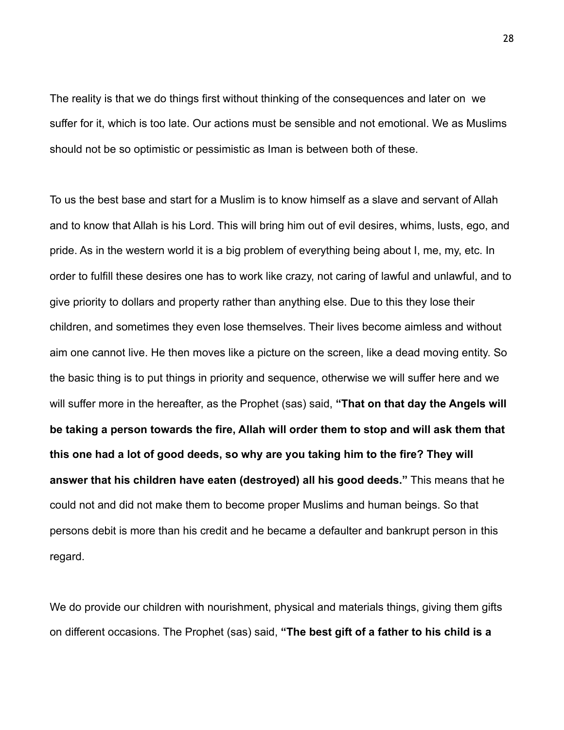The reality is that we do things first without thinking of the consequences and later on we suffer for it, which is too late. Our actions must be sensible and not emotional. We as Muslims should not be so optimistic or pessimistic as Iman is between both of these.

To us the best base and start for a Muslim is to know himself as a slave and servant of Allah and to know that Allah is his Lord. This will bring him out of evil desires, whims, lusts, ego, and pride. As in the western world it is a big problem of everything being about I, me, my, etc. In order to fulfill these desires one has to work like crazy, not caring of lawful and unlawful, and to give priority to dollars and property rather than anything else. Due to this they lose their children, and sometimes they even lose themselves. Their lives become aimless and without aim one cannot live. He then moves like a picture on the screen, like a dead moving entity. So the basic thing is to put things in priority and sequence, otherwise we will suffer here and we will suffer more in the hereafter, as the Prophet (sas) said, **"That on that day the Angels will be taking a person towards the fire, Allah will order them to stop and will ask them that this one had a lot of good deeds, so why are you taking him to the fire? They will answer that his children have eaten (destroyed) all his good deeds."** This means that he could not and did not make them to become proper Muslims and human beings. So that persons debit is more than his credit and he became a defaulter and bankrupt person in this regard.

We do provide our children with nourishment, physical and materials things, giving them gifts on different occasions. The Prophet (sas) said, **"The best gift of a father to his child is a**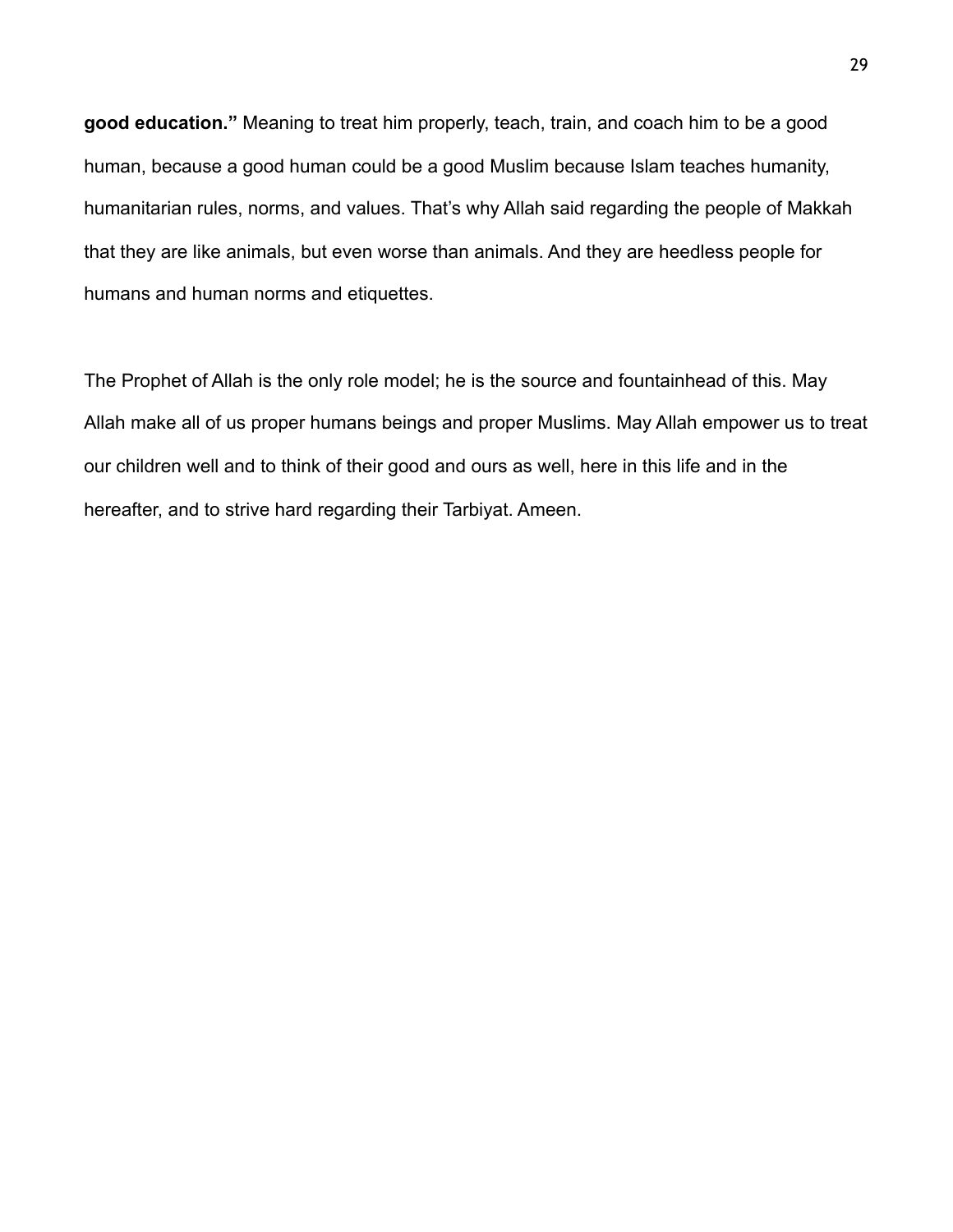**good education.”** Meaning to treat him properly, teach, train, and coach him to be a good human, because a good human could be a good Muslim because Islam teaches humanity, humanitarian rules, norms, and values. That’s why Allah said regarding the people of Makkah that they are like animals, but even worse than animals. And they are heedless people for humans and human norms and etiquettes.

The Prophet of Allah is the only role model; he is the source and fountainhead of this. May Allah make all of us proper humans beings and proper Muslims. May Allah empower us to treat our children well and to think of their good and ours as well, here in this life and in the hereafter, and to strive hard regarding their Tarbiyat. Ameen.